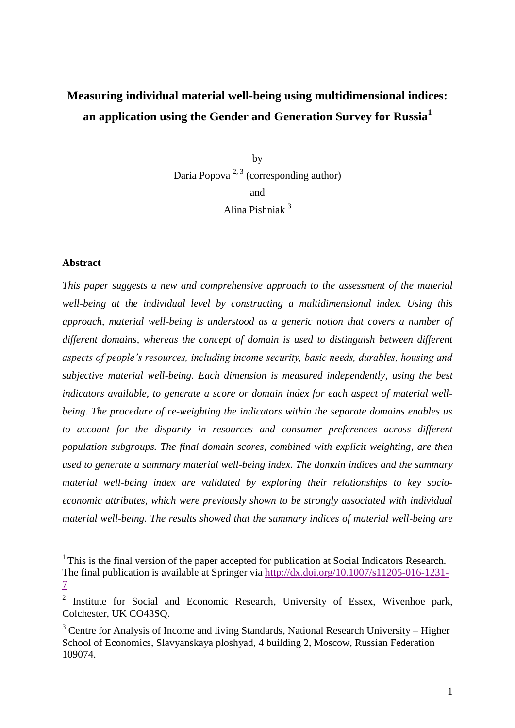# Measuring individual material well-being using multidimensional indices: an application using the Gender and Generation Survey for Russia[1]

by

Daria Popova [2, 3] (corresponding author)

and

Alina Pishniak [3]

## Abstract

*This paper suggests a new and comprehensive approach to the assessment of the material well-being at the individual level by constructing a multidimensional index. Using this approach, material well-being is understood as a generic notion that covers a number of different domains, whereas the concept of domain is used to distinguish between different aspects of people's resources, including income security, basic needs, durables, housing and subjective material well-being. Each dimension is measured independently, using the best indicators available, to generate a score or domain index for each aspect of material well-being. The procedure of re-weighting the indicators within the separate domains enables us to account for the disparity in resources and consumer preferences across different population subgroups. The final domain scores, combined with explicit weighting, are then used to generate a summary material well-being index. The domain indices and the summary material well-being index are validated by exploring their relationships to key socio-economic attributes, which were previously shown to be strongly associated with individual material well-being. The results showed that the summary indices of material well-being are*

---

[1] This is the final version of the paper accepted for publication at Social Indicators Research. The final publication is available at Springer via http://dx.doi.org/10.1007/s11205-016-1231-7

[2] Institute for Social and Economic Research, University of Essex, Wivenhoe park, Colchester, UK CO43SQ.

[3] Centre for Analysis of Income and living Standards, National Research University – Higher School of Economics, Slavyanskaya ploshyad, 4 building 2, Moscow, Russian Federation 109074.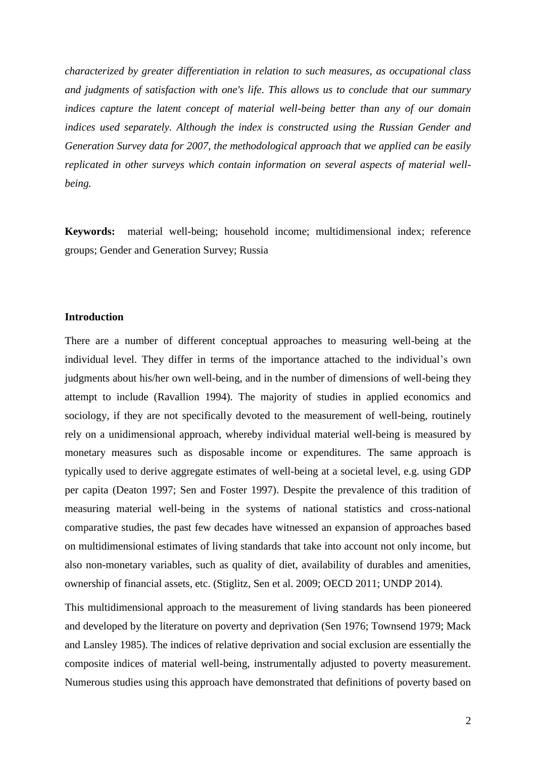*characterized by greater differentiation in relation to such measures, as occupational class and judgments of satisfaction with one's life. This allows us to conclude that our summary indices capture the latent concept of material well-being better than any of our domain indices used separately. Although the index is constructed using the Russian Gender and Generation Survey data for 2007, the methodological approach that we applied can be easily replicated in other surveys which contain information on several aspects of material well-being.*

**Keywords:** material well-being; household income; multidimensional index; reference groups; Gender and Generation Survey; Russia

## Introduction

There are a number of different conceptual approaches to measuring well-being at the individual level. They differ in terms of the importance attached to the individual's own judgments about his/her own well-being, and in the number of dimensions of well-being they attempt to include (Ravallion 1994). The majority of studies in applied economics and sociology, if they are not specifically devoted to the measurement of well-being, routinely rely on a unidimensional approach, whereby individual material well-being is measured by monetary measures such as disposable income or expenditures. The same approach is typically used to derive aggregate estimates of well-being at a societal level, e.g. using GDP per capita (Deaton 1997; Sen and Foster 1997). Despite the prevalence of this tradition of measuring material well-being in the systems of national statistics and cross-national comparative studies, the past few decades have witnessed an expansion of approaches based on multidimensional estimates of living standards that take into account not only income, but also non-monetary variables, such as quality of diet, availability of durables and amenities, ownership of financial assets, etc. (Stiglitz, Sen et al. 2009; OECD 2011; UNDP 2014).

This multidimensional approach to the measurement of living standards has been pioneered and developed by the literature on poverty and deprivation (Sen 1976; Townsend 1979; Mack and Lansley 1985). The indices of relative deprivation and social exclusion are essentially the composite indices of material well-being, instrumentally adjusted to poverty measurement. Numerous studies using this approach have demonstrated that definitions of poverty based on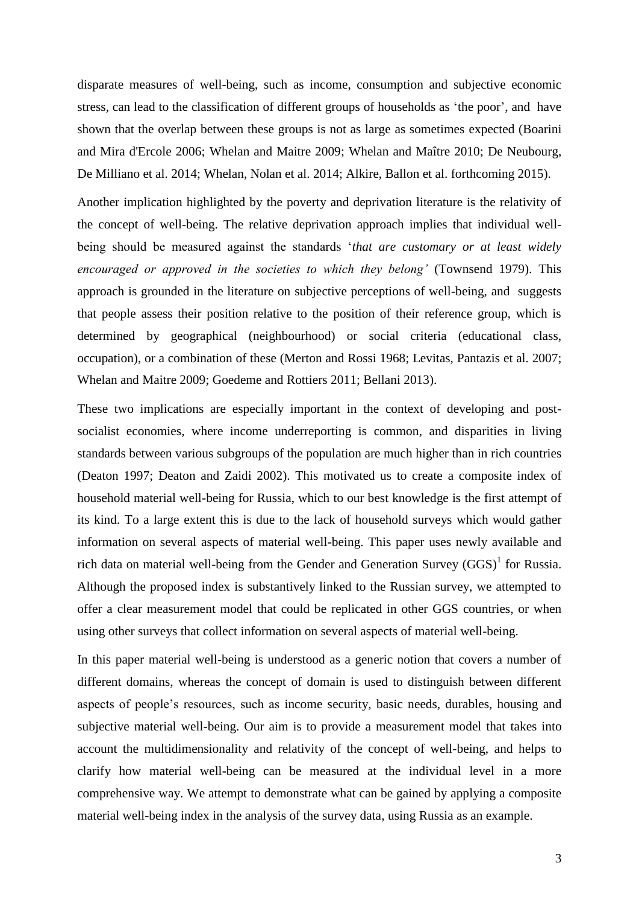disparate measures of well-being, such as income, consumption and subjective economic stress, can lead to the classification of different groups of households as 'the poor', and have shown that the overlap between these groups is not as large as sometimes expected (Boarini and Mira d'Ercole 2006; Whelan and Maitre 2009; Whelan and Maître 2010; De Neubourg, De Milliano et al. 2014; Whelan, Nolan et al. 2014; Alkire, Ballon et al. forthcoming 2015).

Another implication highlighted by the poverty and deprivation literature is the relativity of the concept of well-being. The relative deprivation approach implies that individual well-being should be measured against the standards '*that are customary or at least widely encouraged or approved in the societies to which they belong'* (Townsend 1979). This approach is grounded in the literature on subjective perceptions of well-being, and suggests that people assess their position relative to the position of their reference group, which is determined by geographical (neighbourhood) or social criteria (educational class, occupation), or a combination of these (Merton and Rossi 1968; Levitas, Pantazis et al. 2007; Whelan and Maitre 2009; Goedeme and Rottiers 2011; Bellani 2013).

These two implications are especially important in the context of developing and post-socialist economies, where income underreporting is common, and disparities in living standards between various subgroups of the population are much higher than in rich countries (Deaton 1997; Deaton and Zaidi 2002). This motivated us to create a composite index of household material well-being for Russia, which to our best knowledge is the first attempt of its kind. To a large extent this is due to the lack of household surveys which would gather information on several aspects of material well-being. This paper uses newly available and rich data on material well-being from the Gender and Generation Survey (GGS)[1] for Russia. Although the proposed index is substantively linked to the Russian survey, we attempted to offer a clear measurement model that could be replicated in other GGS countries, or when using other surveys that collect information on several aspects of material well-being.

In this paper material well-being is understood as a generic notion that covers a number of different domains, whereas the concept of domain is used to distinguish between different aspects of people's resources, such as income security, basic needs, durables, housing and subjective material well-being. Our aim is to provide a measurement model that takes into account the multidimensionality and relativity of the concept of well-being, and helps to clarify how material well-being can be measured at the individual level in a more comprehensive way. We attempt to demonstrate what can be gained by applying a composite material well-being index in the analysis of the survey data, using Russia as an example.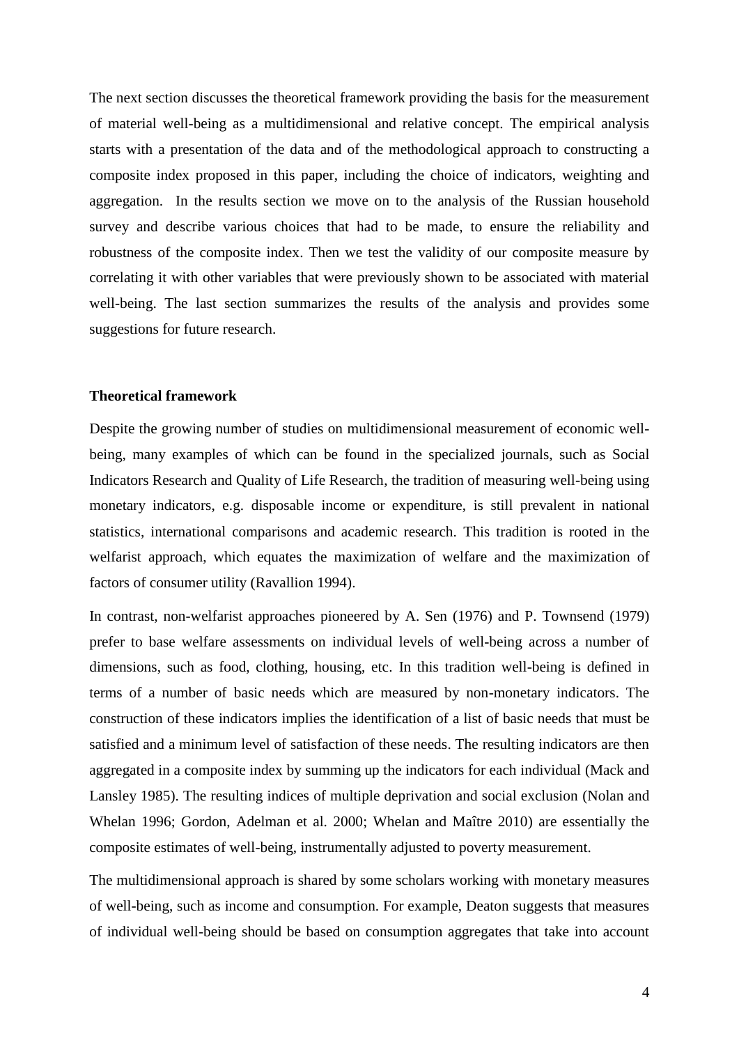The next section discusses the theoretical framework providing the basis for the measurement of material well-being as a multidimensional and relative concept. The empirical analysis starts with a presentation of the data and of the methodological approach to constructing a composite index proposed in this paper, including the choice of indicators, weighting and aggregation. In the results section we move on to the analysis of the Russian household survey and describe various choices that had to be made, to ensure the reliability and robustness of the composite index. Then we test the validity of our composite measure by correlating it with other variables that were previously shown to be associated with material well-being. The last section summarizes the results of the analysis and provides some suggestions for future research.

## Theoretical framework

Despite the growing number of studies on multidimensional measurement of economic well-being, many examples of which can be found in the specialized journals, such as Social Indicators Research and Quality of Life Research, the tradition of measuring well-being using monetary indicators, e.g. disposable income or expenditure, is still prevalent in national statistics, international comparisons and academic research. This tradition is rooted in the welfarist approach, which equates the maximization of welfare and the maximization of factors of consumer utility (Ravallion 1994).

In contrast, non-welfarist approaches pioneered by A. Sen (1976) and P. Townsend (1979) prefer to base welfare assessments on individual levels of well-being across a number of dimensions, such as food, clothing, housing, etc. In this tradition well-being is defined in terms of a number of basic needs which are measured by non-monetary indicators. The construction of these indicators implies the identification of a list of basic needs that must be satisfied and a minimum level of satisfaction of these needs. The resulting indicators are then aggregated in a composite index by summing up the indicators for each individual (Mack and Lansley 1985). The resulting indices of multiple deprivation and social exclusion (Nolan and Whelan 1996; Gordon, Adelman et al. 2000; Whelan and Maître 2010) are essentially the composite estimates of well-being, instrumentally adjusted to poverty measurement.

The multidimensional approach is shared by some scholars working with monetary measures of well-being, such as income and consumption. For example, Deaton suggests that measures of individual well-being should be based on consumption aggregates that take into account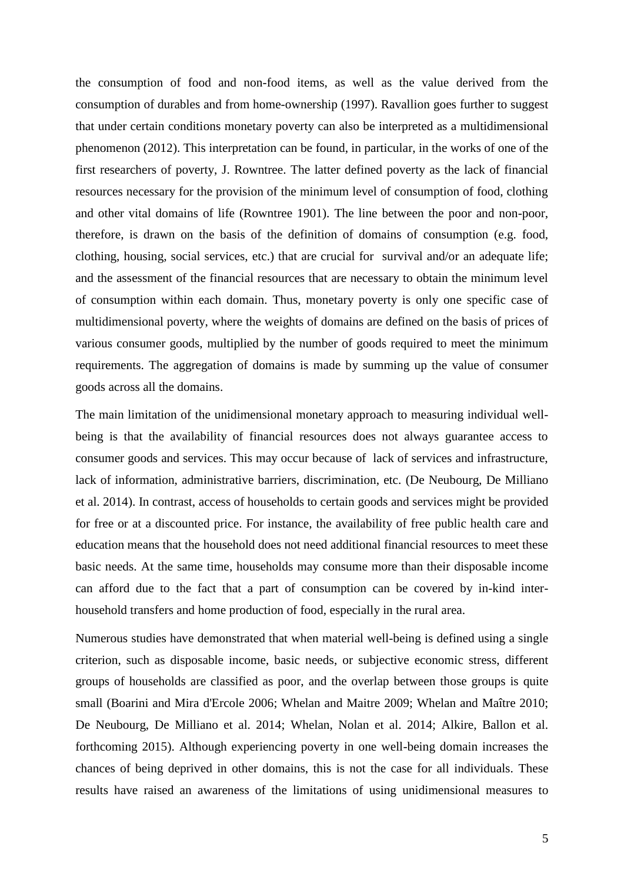the consumption of food and non-food items, as well as the value derived from the consumption of durables and from home-ownership (1997). Ravallion goes further to suggest that under certain conditions monetary poverty can also be interpreted as a multidimensional phenomenon (2012). This interpretation can be found, in particular, in the works of one of the first researchers of poverty, J. Rowntree. The latter defined poverty as the lack of financial resources necessary for the provision of the minimum level of consumption of food, clothing and other vital domains of life (Rowntree 1901). The line between the poor and non-poor, therefore, is drawn on the basis of the definition of domains of consumption (e.g. food, clothing, housing, social services, etc.) that are crucial for survival and/or an adequate life; and the assessment of the financial resources that are necessary to obtain the minimum level of consumption within each domain. Thus, monetary poverty is only one specific case of multidimensional poverty, where the weights of domains are defined on the basis of prices of various consumer goods, multiplied by the number of goods required to meet the minimum requirements. The aggregation of domains is made by summing up the value of consumer goods across all the domains.

The main limitation of the unidimensional monetary approach to measuring individual well-being is that the availability of financial resources does not always guarantee access to consumer goods and services. This may occur because of lack of services and infrastructure, lack of information, administrative barriers, discrimination, etc. (De Neubourg, De Milliano et al. 2014). In contrast, access of households to certain goods and services might be provided for free or at a discounted price. For instance, the availability of free public health care and education means that the household does not need additional financial resources to meet these basic needs. At the same time, households may consume more than their disposable income can afford due to the fact that a part of consumption can be covered by in-kind inter-household transfers and home production of food, especially in the rural area.

Numerous studies have demonstrated that when material well-being is defined using a single criterion, such as disposable income, basic needs, or subjective economic stress, different groups of households are classified as poor, and the overlap between those groups is quite small (Boarini and Mira d'Ercole 2006; Whelan and Maitre 2009; Whelan and Maître 2010; De Neubourg, De Milliano et al. 2014; Whelan, Nolan et al. 2014; Alkire, Ballon et al. forthcoming 2015). Although experiencing poverty in one well-being domain increases the chances of being deprived in other domains, this is not the case for all individuals. These results have raised an awareness of the limitations of using unidimensional measures to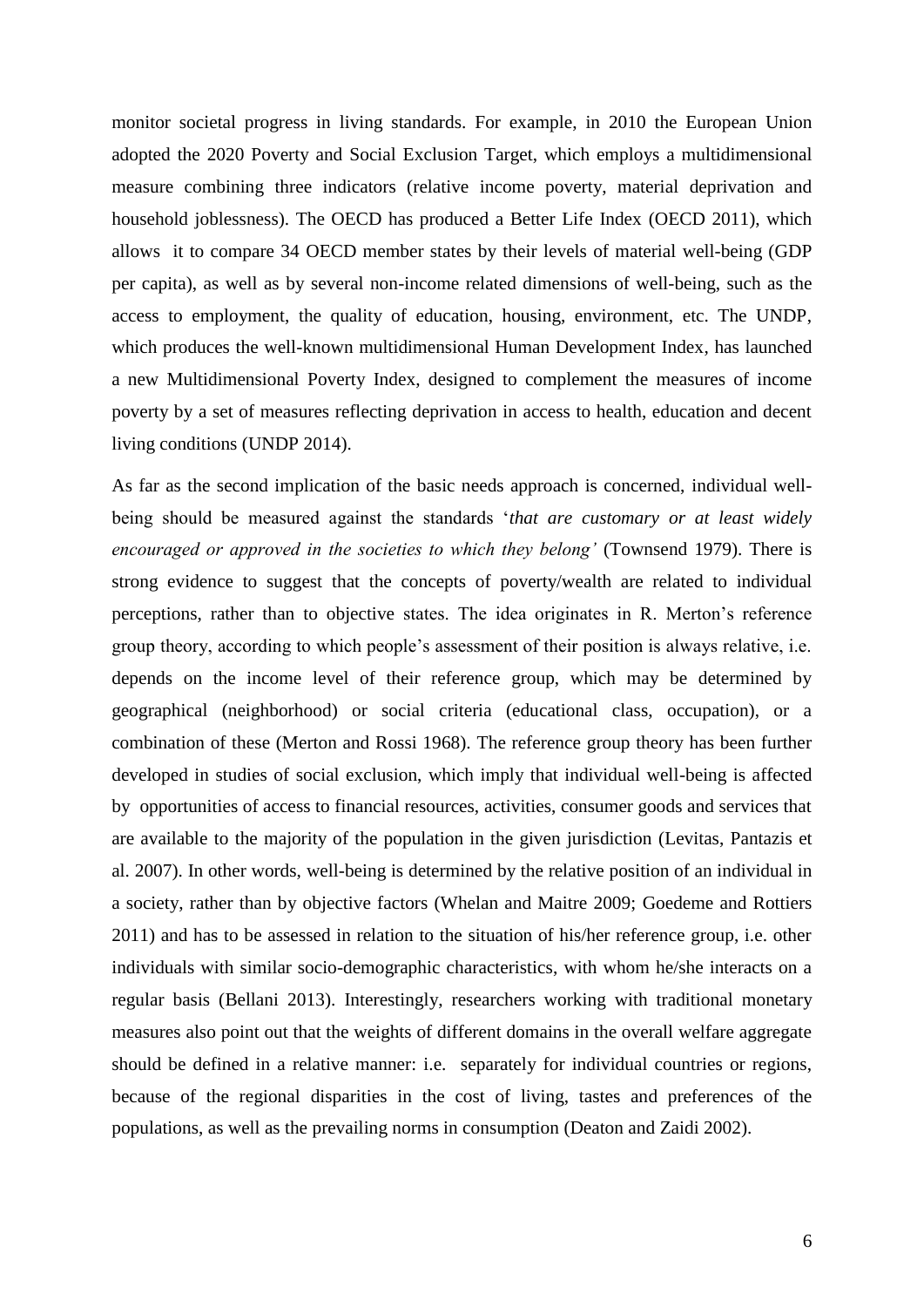monitor societal progress in living standards. For example, in 2010 the European Union adopted the 2020 Poverty and Social Exclusion Target, which employs a multidimensional measure combining three indicators (relative income poverty, material deprivation and household joblessness). The OECD has produced a Better Life Index (OECD 2011), which allows it to compare 34 OECD member states by their levels of material well-being (GDP per capita), as well as by several non-income related dimensions of well-being, such as the access to employment, the quality of education, housing, environment, etc. The UNDP, which produces the well-known multidimensional Human Development Index, has launched a new Multidimensional Poverty Index, designed to complement the measures of income poverty by a set of measures reflecting deprivation in access to health, education and decent living conditions (UNDP 2014).

As far as the second implication of the basic needs approach is concerned, individual well-being should be measured against the standards '*that are customary or at least widely encouraged or approved in the societies to which they belong'* (Townsend 1979). There is strong evidence to suggest that the concepts of poverty/wealth are related to individual perceptions, rather than to objective states. The idea originates in R. Merton's reference group theory, according to which people's assessment of their position is always relative, i.e. depends on the income level of their reference group, which may be determined by geographical (neighborhood) or social criteria (educational class, occupation), or a combination of these (Merton and Rossi 1968). The reference group theory has been further developed in studies of social exclusion, which imply that individual well-being is affected by opportunities of access to financial resources, activities, consumer goods and services that are available to the majority of the population in the given jurisdiction (Levitas, Pantazis et al. 2007). In other words, well-being is determined by the relative position of an individual in a society, rather than by objective factors (Whelan and Maitre 2009; Goedeme and Rottiers 2011) and has to be assessed in relation to the situation of his/her reference group, i.e. other individuals with similar socio-demographic characteristics, with whom he/she interacts on a regular basis (Bellani 2013). Interestingly, researchers working with traditional monetary measures also point out that the weights of different domains in the overall welfare aggregate should be defined in a relative manner: i.e. separately for individual countries or regions, because of the regional disparities in the cost of living, tastes and preferences of the populations, as well as the prevailing norms in consumption (Deaton and Zaidi 2002).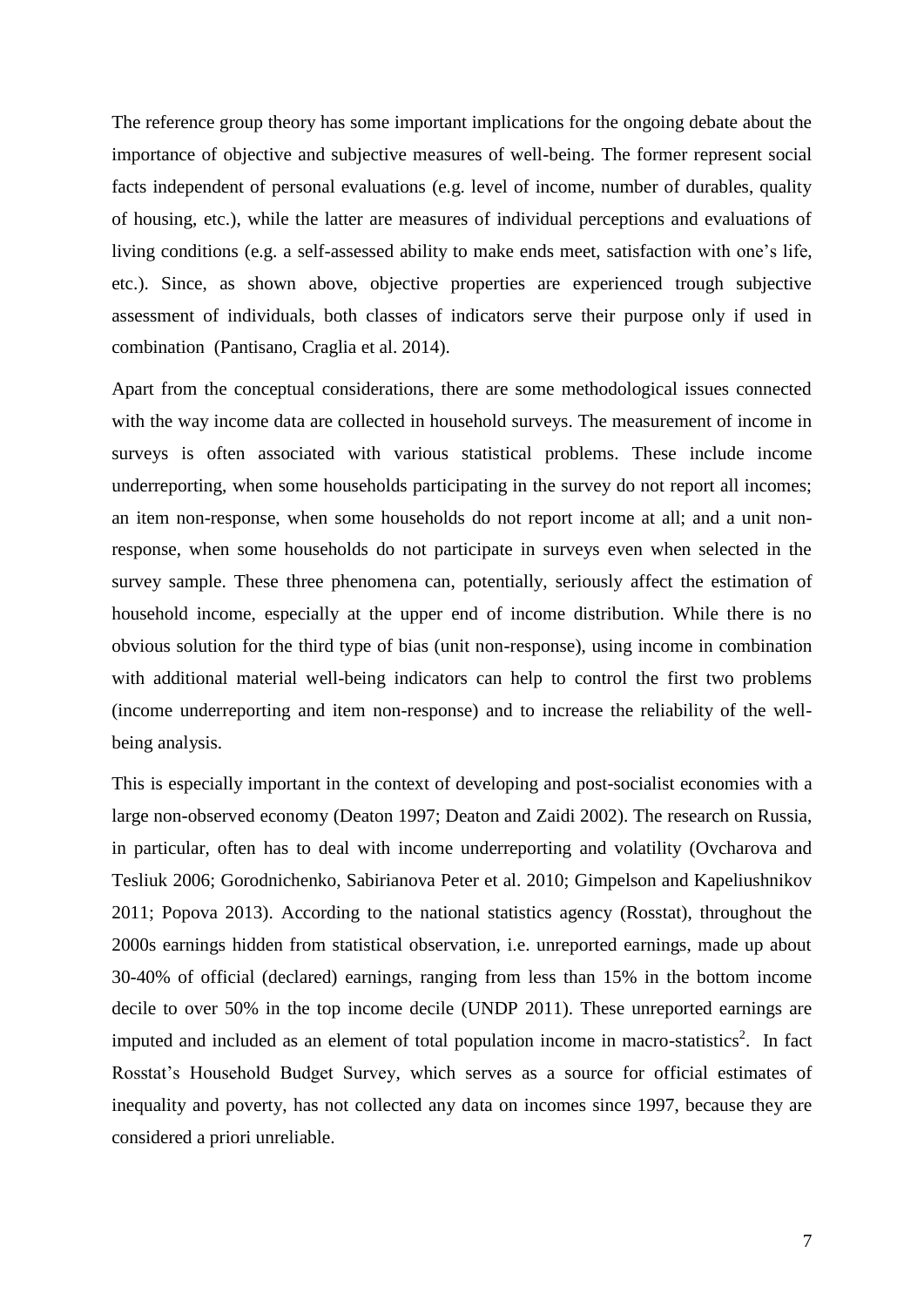The reference group theory has some important implications for the ongoing debate about the importance of objective and subjective measures of well-being. The former represent social facts independent of personal evaluations (e.g. level of income, number of durables, quality of housing, etc.), while the latter are measures of individual perceptions and evaluations of living conditions (e.g. a self-assessed ability to make ends meet, satisfaction with one's life, etc.). Since, as shown above, objective properties are experienced trough subjective assessment of individuals, both classes of indicators serve their purpose only if used in combination (Pantisano, Craglia et al. 2014).

Apart from the conceptual considerations, there are some methodological issues connected with the way income data are collected in household surveys. The measurement of income in surveys is often associated with various statistical problems. These include income underreporting, when some households participating in the survey do not report all incomes; an item non-response, when some households do not report income at all; and a unit non-response, when some households do not participate in surveys even when selected in the survey sample. These three phenomena can, potentially, seriously affect the estimation of household income, especially at the upper end of income distribution. While there is no obvious solution for the third type of bias (unit non-response), using income in combination with additional material well-being indicators can help to control the first two problems (income underreporting and item non-response) and to increase the reliability of the well-being analysis.

This is especially important in the context of developing and post-socialist economies with a large non-observed economy (Deaton 1997; Deaton and Zaidi 2002). The research on Russia, in particular, often has to deal with income underreporting and volatility (Ovcharova and Tesliuk 2006; Gorodnichenko, Sabirianova Peter et al. 2010; Gimpelson and Kapeliushnikov 2011; Popova 2013). According to the national statistics agency (Rosstat), throughout the 2000s earnings hidden from statistical observation, i.e. unreported earnings, made up about 30-40% of official (declared) earnings, ranging from less than 15% in the bottom income decile to over 50% in the top income decile (UNDP 2011). These unreported earnings are imputed and included as an element of total population income in macro-statistics[2]. In fact Rosstat's Household Budget Survey, which serves as a source for official estimates of inequality and poverty, has not collected any data on incomes since 1997, because they are considered a priori unreliable.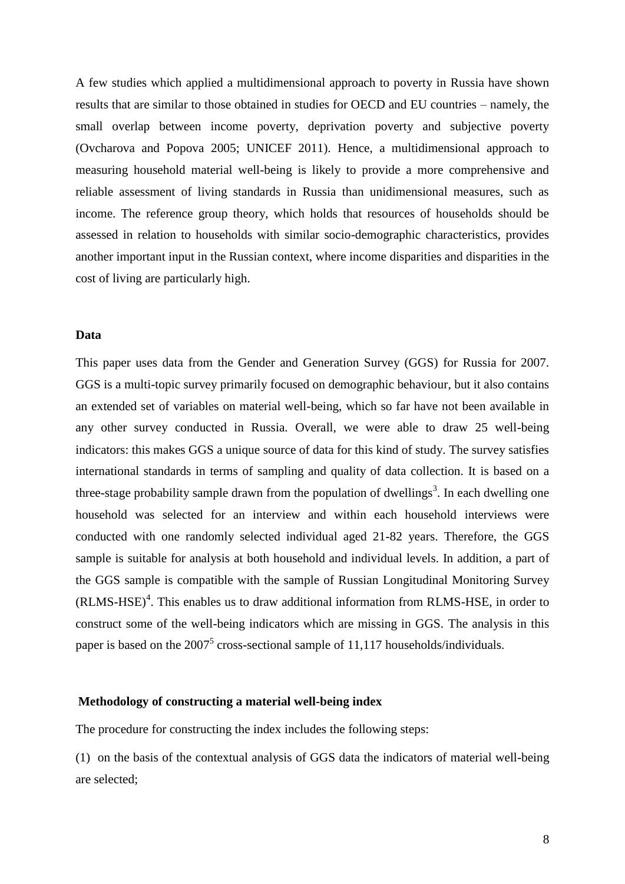A few studies which applied a multidimensional approach to poverty in Russia have shown results that are similar to those obtained in studies for OECD and EU countries – namely, the small overlap between income poverty, deprivation poverty and subjective poverty (Ovcharova and Popova 2005; UNICEF 2011). Hence, a multidimensional approach to measuring household material well-being is likely to provide a more comprehensive and reliable assessment of living standards in Russia than unidimensional measures, such as income. The reference group theory, which holds that resources of households should be assessed in relation to households with similar socio-demographic characteristics, provides another important input in the Russian context, where income disparities and disparities in the cost of living are particularly high.

### Data

This paper uses data from the Gender and Generation Survey (GGS) for Russia for 2007. GGS is a multi-topic survey primarily focused on demographic behaviour, but it also contains an extended set of variables on material well-being, which so far have not been available in any other survey conducted in Russia. Overall, we were able to draw 25 well-being indicators: this makes GGS a unique source of data for this kind of study. The survey satisfies international standards in terms of sampling and quality of data collection. It is based on a three-stage probability sample drawn from the population of dwellings[3]. In each dwelling one household was selected for an interview and within each household interviews were conducted with one randomly selected individual aged 21-82 years. Therefore, the GGS sample is suitable for analysis at both household and individual levels. In addition, a part of the GGS sample is compatible with the sample of Russian Longitudinal Monitoring Survey (RLMS-HSE)[4]. This enables us to draw additional information from RLMS-HSE, in order to construct some of the well-being indicators which are missing in GGS. The analysis in this paper is based on the 2007[5] cross-sectional sample of 11,117 households/individuals.

### Methodology of constructing a material well-being index

The procedure for constructing the index includes the following steps:

(1) on the basis of the contextual analysis of GGS data the indicators of material well-being are selected;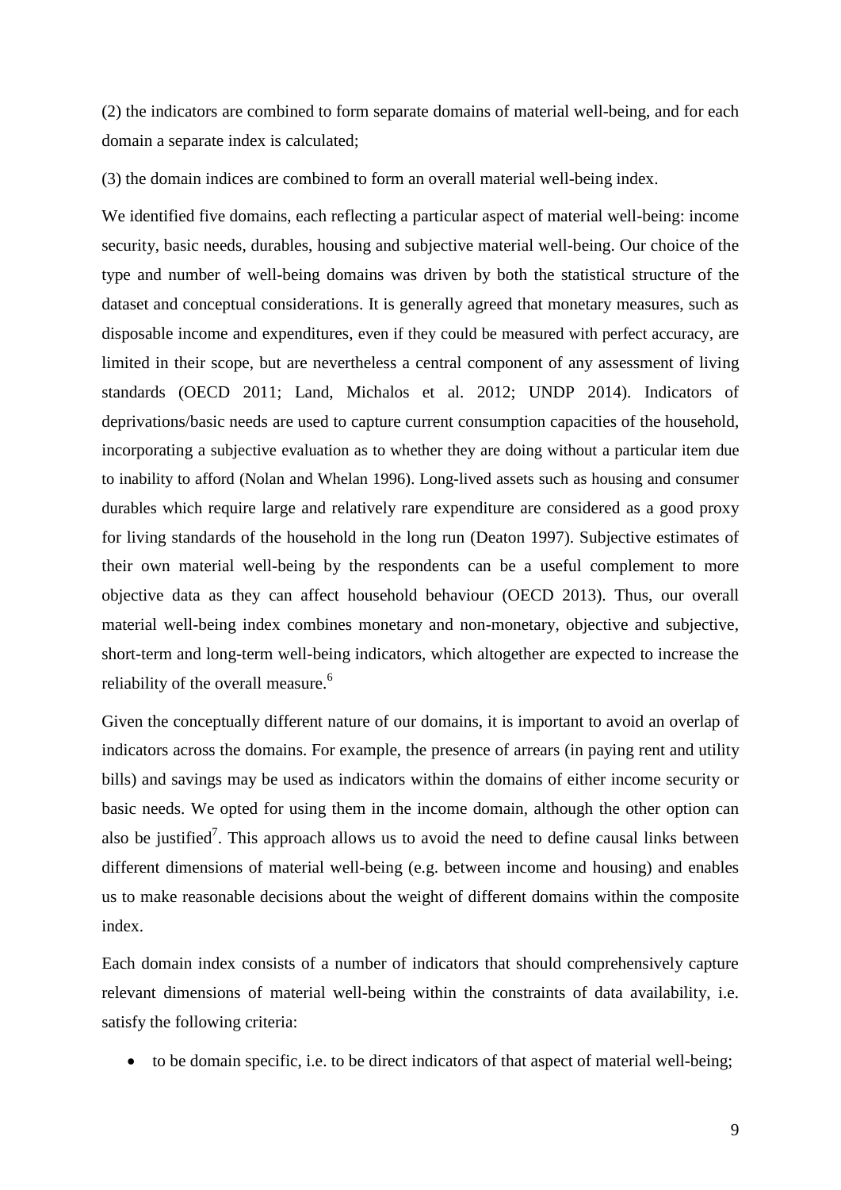(2) the indicators are combined to form separate domains of material well-being, and for each domain a separate index is calculated;

(3) the domain indices are combined to form an overall material well-being index.

We identified five domains, each reflecting a particular aspect of material well-being: income security, basic needs, durables, housing and subjective material well-being. Our choice of the type and number of well-being domains was driven by both the statistical structure of the dataset and conceptual considerations. It is generally agreed that monetary measures, such as disposable income and expenditures, even if they could be measured with perfect accuracy, are limited in their scope, but are nevertheless a central component of any assessment of living standards (OECD 2011; Land, Michalos et al. 2012; UNDP 2014). Indicators of deprivations/basic needs are used to capture current consumption capacities of the household, incorporating a subjective evaluation as to whether they are doing without a particular item due to inability to afford (Nolan and Whelan 1996). Long-lived assets such as housing and consumer durables which require large and relatively rare expenditure are considered as a good proxy for living standards of the household in the long run (Deaton 1997). Subjective estimates of their own material well-being by the respondents can be a useful complement to more objective data as they can affect household behaviour (OECD 2013). Thus, our overall material well-being index combines monetary and non-monetary, objective and subjective, short-term and long-term well-being indicators, which altogether are expected to increase the reliability of the overall measure.[6]

Given the conceptually different nature of our domains, it is important to avoid an overlap of indicators across the domains. For example, the presence of arrears (in paying rent and utility bills) and savings may be used as indicators within the domains of either income security or basic needs. We opted for using them in the income domain, although the other option can also be justified[7]. This approach allows us to avoid the need to define causal links between different dimensions of material well-being (e.g. between income and housing) and enables us to make reasonable decisions about the weight of different domains within the composite index.

Each domain index consists of a number of indicators that should comprehensively capture relevant dimensions of material well-being within the constraints of data availability, i.e. satisfy the following criteria:

- to be domain specific, i.e. to be direct indicators of that aspect of material well-being;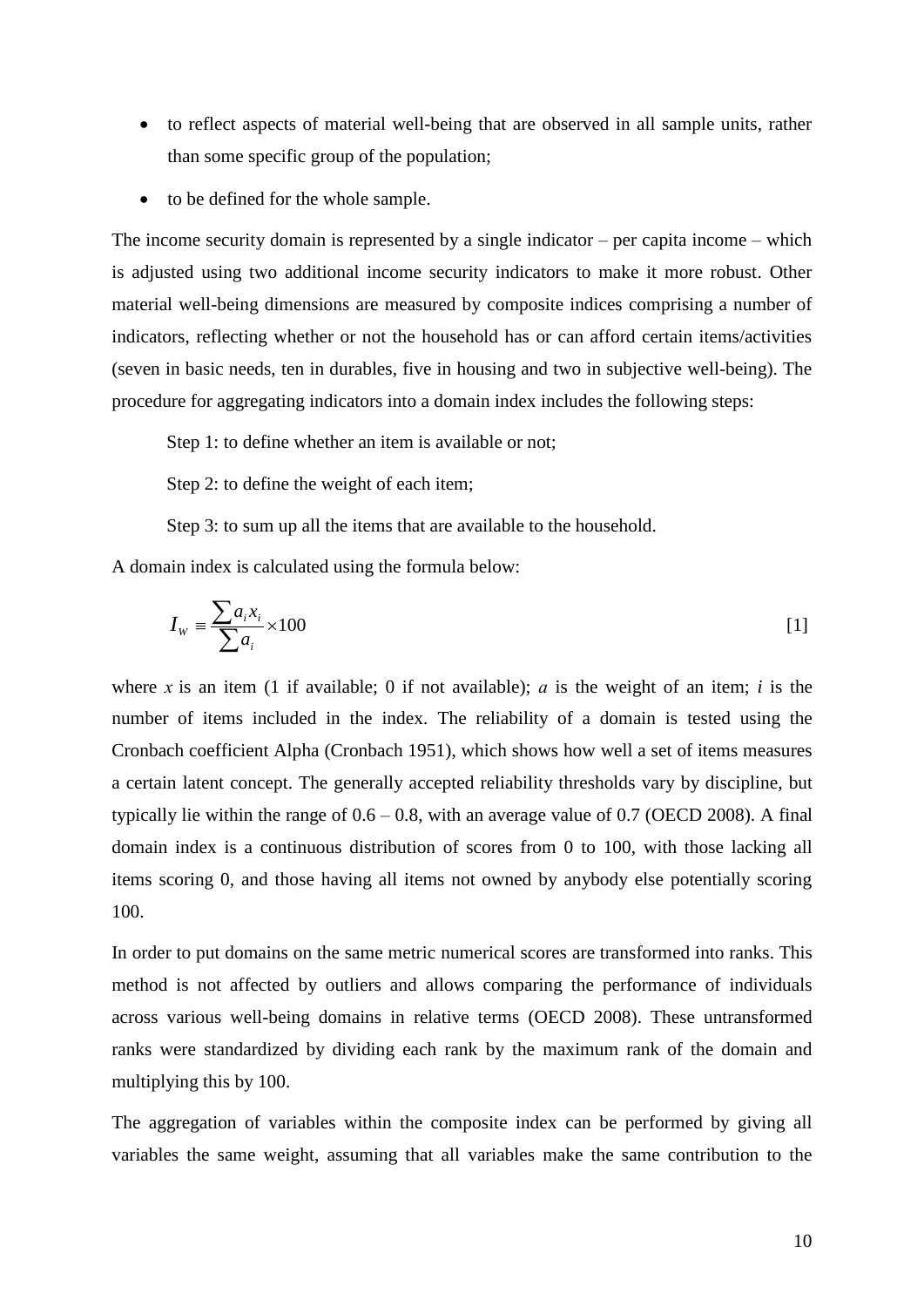- to reflect aspects of material well-being that are observed in all sample units, rather than some specific group of the population;
- to be defined for the whole sample.

The income security domain is represented by a single indicator – per capita income – which is adjusted using two additional income security indicators to make it more robust. Other material well-being dimensions are measured by composite indices comprising a number of indicators, reflecting whether or not the household has or can afford certain items/activities (seven in basic needs, ten in durables, five in housing and two in subjective well-being). The procedure for aggregating indicators into a domain index includes the following steps:

Step 1: to define whether an item is available or not;

Step 2: to define the weight of each item;

Step 3: to sum up all the items that are available to the household.

A domain index is calculated using the formula below:

$$I_w \equiv \frac{\sum a_i x_i}{\sum a_i} \times 100 \qquad [1]$$

where $x$ is an item (1 if available; 0 if not available); $a$ is the weight of an item; $i$ is the number of items included in the index. The reliability of a domain is tested using the Cronbach coefficient Alpha (Cronbach 1951), which shows how well a set of items measures a certain latent concept. The generally accepted reliability thresholds vary by discipline, but typically lie within the range of 0.6 – 0.8, with an average value of 0.7 (OECD 2008). A final domain index is a continuous distribution of scores from 0 to 100, with those lacking all items scoring 0, and those having all items not owned by anybody else potentially scoring 100.

In order to put domains on the same metric numerical scores are transformed into ranks. This method is not affected by outliers and allows comparing the performance of individuals across various well-being domains in relative terms (OECD 2008). These untransformed ranks were standardized by dividing each rank by the maximum rank of the domain and multiplying this by 100.

The aggregation of variables within the composite index can be performed by giving all variables the same weight, assuming that all variables make the same contribution to the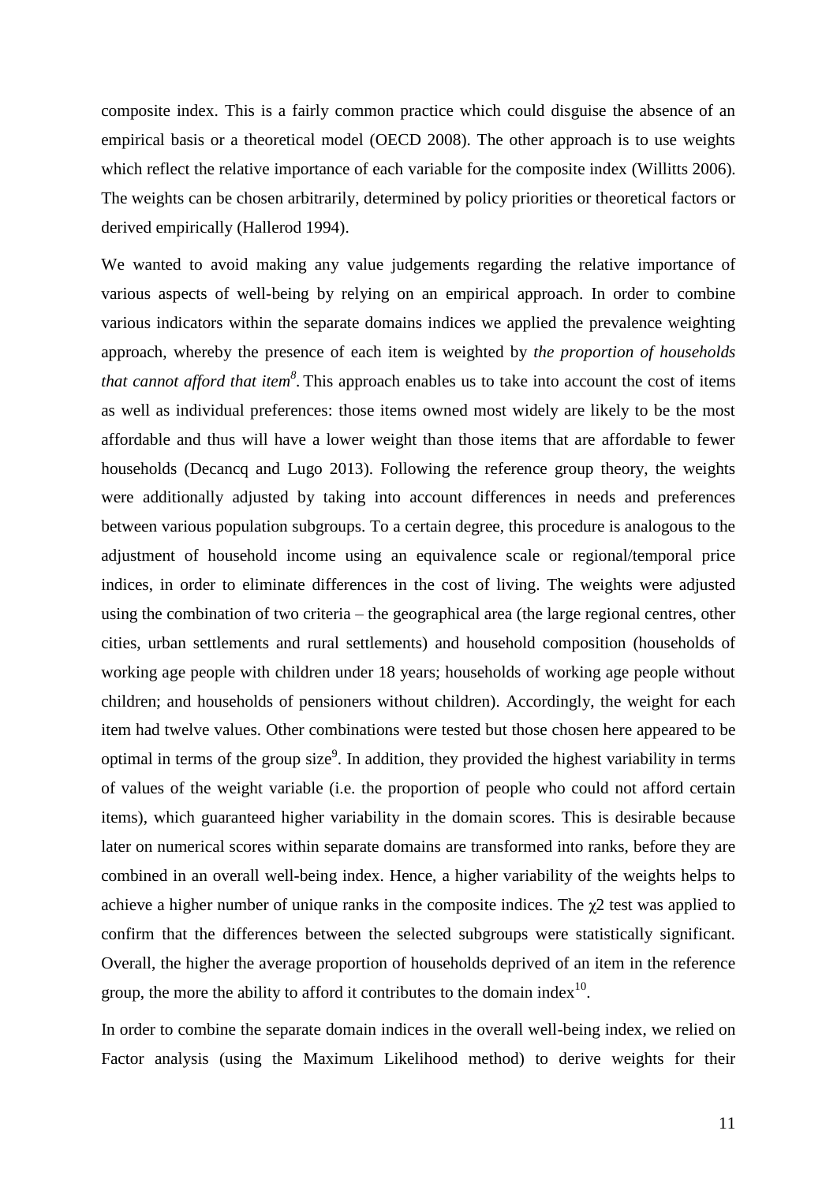composite index. This is a fairly common practice which could disguise the absence of an empirical basis or a theoretical model (OECD 2008). The other approach is to use weights which reflect the relative importance of each variable for the composite index (Willitts 2006). The weights can be chosen arbitrarily, determined by policy priorities or theoretical factors or derived empirically (Hallerod 1994).

We wanted to avoid making any value judgements regarding the relative importance of various aspects of well-being by relying on an empirical approach. In order to combine various indicators within the separate domains indices we applied the prevalence weighting approach, whereby the presence of each item is weighted by *the proportion of households that cannot afford that item*[8]. This approach enables us to take into account the cost of items as well as individual preferences: those items owned most widely are likely to be the most affordable and thus will have a lower weight than those items that are affordable to fewer households (Decancq and Lugo 2013). Following the reference group theory, the weights were additionally adjusted by taking into account differences in needs and preferences between various population subgroups. To a certain degree, this procedure is analogous to the adjustment of household income using an equivalence scale or regional/temporal price indices, in order to eliminate differences in the cost of living. The weights were adjusted using the combination of two criteria – the geographical area (the large regional centres, other cities, urban settlements and rural settlements) and household composition (households of working age people with children under 18 years; households of working age people without children; and households of pensioners without children). Accordingly, the weight for each item had twelve values. Other combinations were tested but those chosen here appeared to be optimal in terms of the group size[9]. In addition, they provided the highest variability in terms of values of the weight variable (i.e. the proportion of people who could not afford certain items), which guaranteed higher variability in the domain scores. This is desirable because later on numerical scores within separate domains are transformed into ranks, before they are combined in an overall well-being index. Hence, a higher variability of the weights helps to achieve a higher number of unique ranks in the composite indices. The $\chi 2$ test was applied to confirm that the differences between the selected subgroups were statistically significant. Overall, the higher the average proportion of households deprived of an item in the reference group, the more the ability to afford it contributes to the domain index[10].

In order to combine the separate domain indices in the overall well-being index, we relied on Factor analysis (using the Maximum Likelihood method) to derive weights for their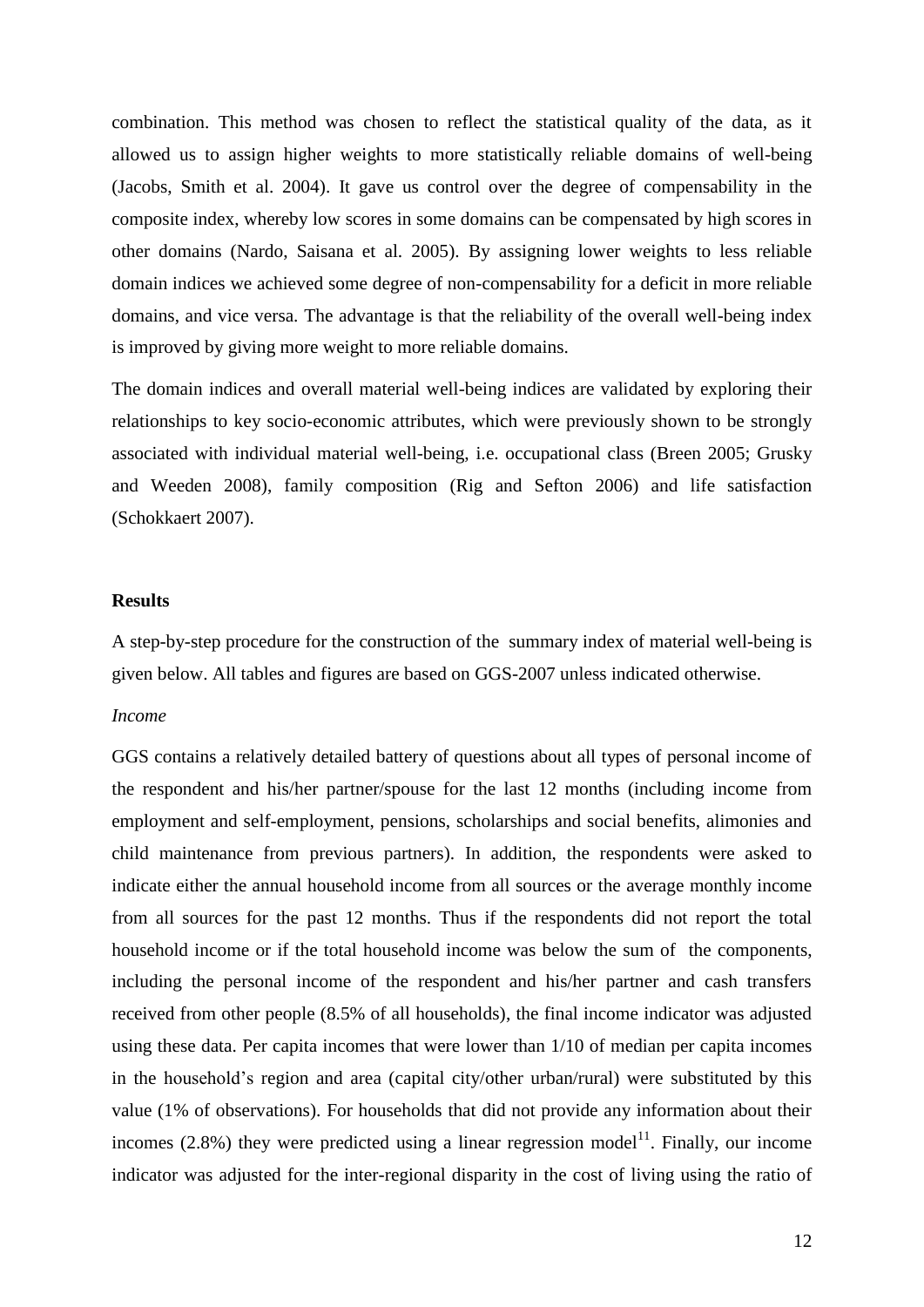combination. This method was chosen to reflect the statistical quality of the data, as it allowed us to assign higher weights to more statistically reliable domains of well-being (Jacobs, Smith et al. 2004). It gave us control over the degree of compensability in the composite index, whereby low scores in some domains can be compensated by high scores in other domains (Nardo, Saisana et al. 2005). By assigning lower weights to less reliable domain indices we achieved some degree of non-compensability for a deficit in more reliable domains, and vice versa. The advantage is that the reliability of the overall well-being index is improved by giving more weight to more reliable domains.

The domain indices and overall material well-being indices are validated by exploring their relationships to key socio-economic attributes, which were previously shown to be strongly associated with individual material well-being, i.e. occupational class (Breen 2005; Grusky and Weeden 2008), family composition (Rig and Sefton 2006) and life satisfaction (Schokkaert 2007).

## Results

A step-by-step procedure for the construction of the summary index of material well-being is given below. All tables and figures are based on GGS-2007 unless indicated otherwise.

*Income*

GGS contains a relatively detailed battery of questions about all types of personal income of the respondent and his/her partner/spouse for the last 12 months (including income from employment and self-employment, pensions, scholarships and social benefits, alimonies and child maintenance from previous partners). In addition, the respondents were asked to indicate either the annual household income from all sources or the average monthly income from all sources for the past 12 months. Thus if the respondents did not report the total household income or if the total household income was below the sum of the components, including the personal income of the respondent and his/her partner and cash transfers received from other people (8.5% of all households), the final income indicator was adjusted using these data. Per capita incomes that were lower than 1/10 of median per capita incomes in the household's region and area (capital city/other urban/rural) were substituted by this value (1% of observations). For households that did not provide any information about their incomes (2.8%) they were predicted using a linear regression model[11]. Finally, our income indicator was adjusted for the inter-regional disparity in the cost of living using the ratio of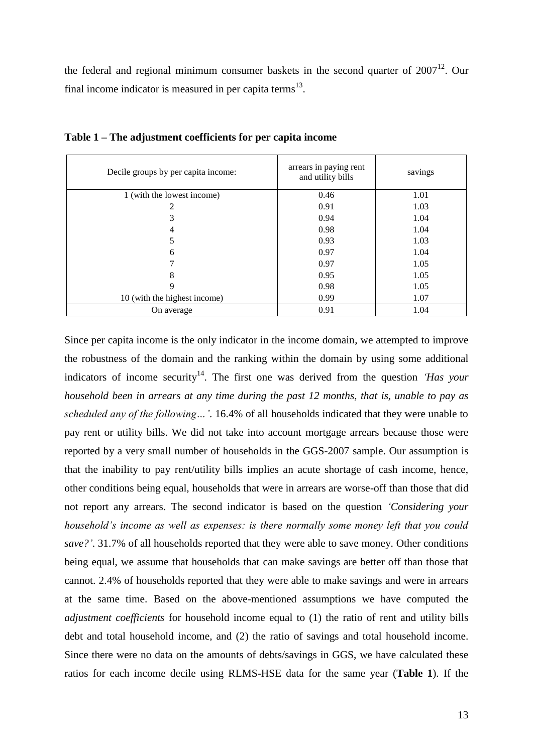the federal and regional minimum consumer baskets in the second quarter of 2007[12]. Our final income indicator is measured in per capita terms[13].

**Table 1 – The adjustment coefficients for per capita income**

| Decile groups by per capita income: | arrears in paying rent and utility bills | savings |
|---|---|---|
| 1 (with the lowest income) | 0.46 | 1.01 |
| 2 | 0.91 | 1.03 |
| 3 | 0.94 | 1.04 |
| 4 | 0.98 | 1.04 |
| 5 | 0.93 | 1.03 |
| 6 | 0.97 | 1.04 |
| 7 | 0.97 | 1.05 |
| 8 | 0.95 | 1.05 |
| 9 | 0.98 | 1.05 |
| 10 (with the highest income) | 0.99 | 1.07 |
| On average | 0.91 | 1.04 |

Since per capita income is the only indicator in the income domain, we attempted to improve the robustness of the domain and the ranking within the domain by using some additional indicators of income security[14]. The first one was derived from the question *'Has your household been in arrears at any time during the past 12 months, that is, unable to pay as scheduled any of the following…'*. 16.4% of all households indicated that they were unable to pay rent or utility bills. We did not take into account mortgage arrears because those were reported by a very small number of households in the GGS-2007 sample. Our assumption is that the inability to pay rent/utility bills implies an acute shortage of cash income, hence, other conditions being equal, households that were in arrears are worse-off than those that did not report any arrears. The second indicator is based on the question *'Considering your household's income as well as expenses: is there normally some money left that you could save?'*. 31.7% of all households reported that they were able to save money. Other conditions being equal, we assume that households that can make savings are better off than those that cannot. 2.4% of households reported that they were able to make savings and were in arrears at the same time. Based on the above-mentioned assumptions we have computed the *adjustment coefficients* for household income equal to (1) the ratio of rent and utility bills debt and total household income, and (2) the ratio of savings and total household income. Since there were no data on the amounts of debts/savings in GGS, we have calculated these ratios for each income decile using RLMS-HSE data for the same year (**Table 1**). If the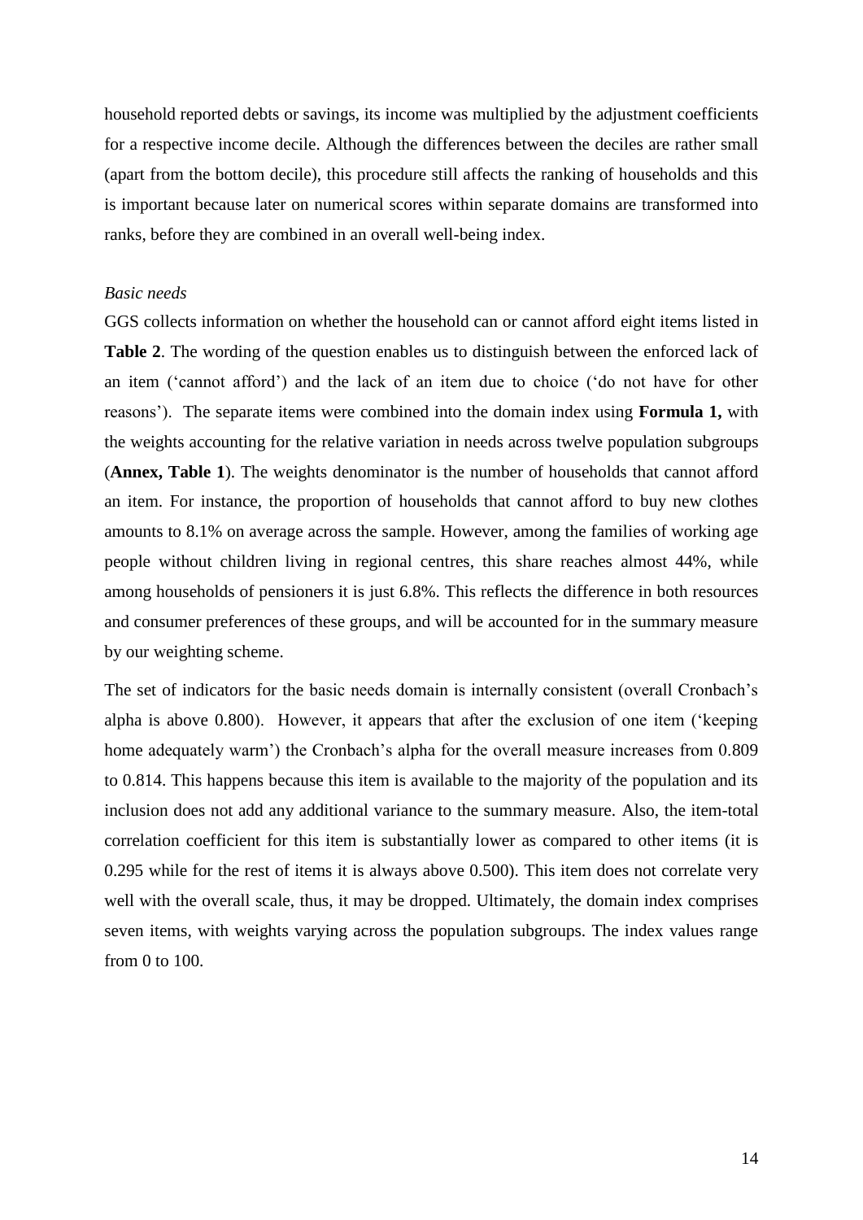household reported debts or savings, its income was multiplied by the adjustment coefficients for a respective income decile. Although the differences between the deciles are rather small (apart from the bottom decile), this procedure still affects the ranking of households and this is important because later on numerical scores within separate domains are transformed into ranks, before they are combined in an overall well-being index.

*Basic needs*

GGS collects information on whether the household can or cannot afford eight items listed in **Table 2**. The wording of the question enables us to distinguish between the enforced lack of an item ('cannot afford') and the lack of an item due to choice ('do not have for other reasons'). The separate items were combined into the domain index using **Formula 1,** with the weights accounting for the relative variation in needs across twelve population subgroups (**Annex, Table 1**). The weights denominator is the number of households that cannot afford an item. For instance, the proportion of households that cannot afford to buy new clothes amounts to 8.1% on average across the sample. However, among the families of working age people without children living in regional centres, this share reaches almost 44%, while among households of pensioners it is just 6.8%. This reflects the difference in both resources and consumer preferences of these groups, and will be accounted for in the summary measure by our weighting scheme.

The set of indicators for the basic needs domain is internally consistent (overall Cronbach's alpha is above 0.800). However, it appears that after the exclusion of one item ('keeping home adequately warm') the Cronbach's alpha for the overall measure increases from 0.809 to 0.814. This happens because this item is available to the majority of the population and its inclusion does not add any additional variance to the summary measure. Also, the item-total correlation coefficient for this item is substantially lower as compared to other items (it is 0.295 while for the rest of items it is always above 0.500). This item does not correlate very well with the overall scale, thus, it may be dropped. Ultimately, the domain index comprises seven items, with weights varying across the population subgroups. The index values range from 0 to 100.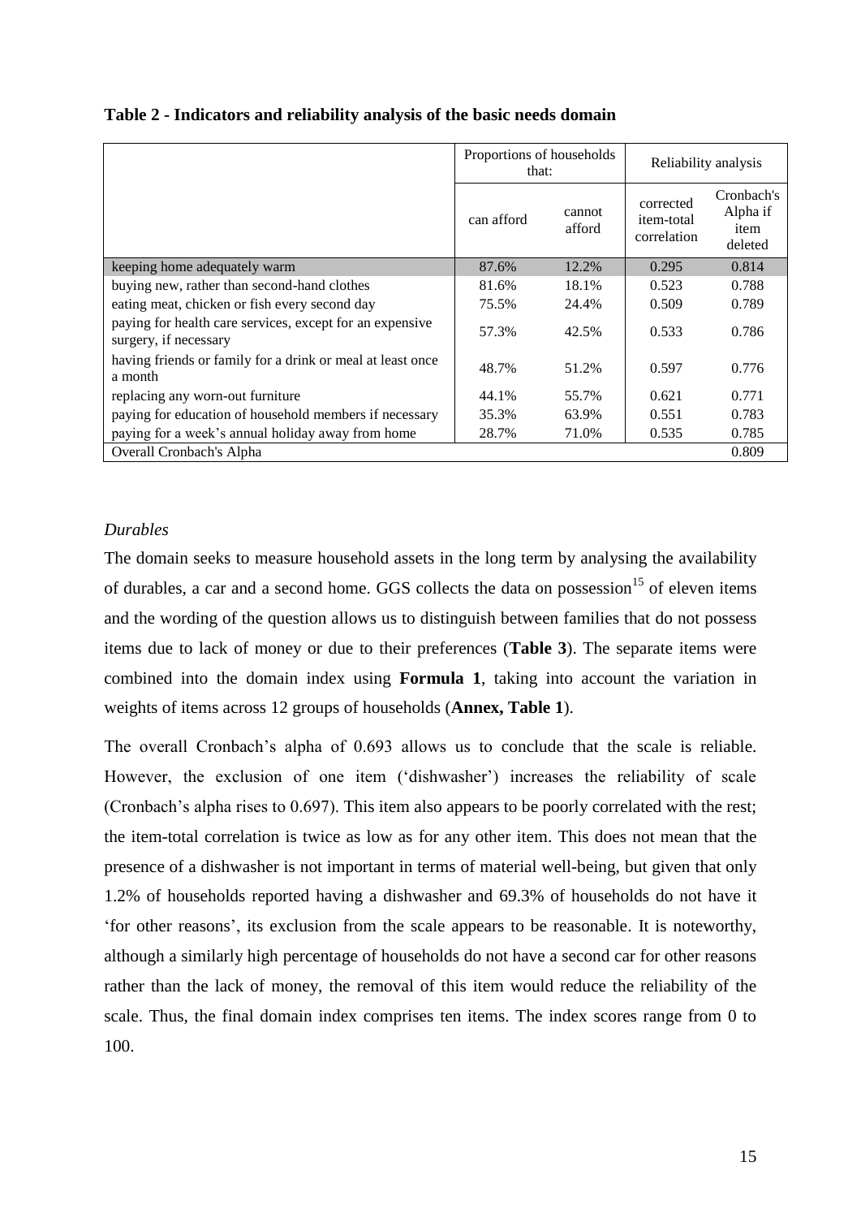**Table 2 - Indicators and reliability analysis of the basic needs domain**

| | Proportions of households that: | | Reliability analysis | |
|---|---|---|---|---|
| | can afford | cannot afford | corrected item-total correlation | Cronbach's Alpha if item deleted |
| keeping home adequately warm | 87.6% | 12.2% | 0.295 | 0.814 |
| buying new, rather than second-hand clothes | 81.6% | 18.1% | 0.523 | 0.788 |
| eating meat, chicken or fish every second day | 75.5% | 24.4% | 0.509 | 0.789 |
| paying for health care services, except for an expensive surgery, if necessary | 57.3% | 42.5% | 0.533 | 0.786 |
| having friends or family for a drink or meal at least once a month | 48.7% | 51.2% | 0.597 | 0.776 |
| replacing any worn-out furniture | 44.1% | 55.7% | 0.621 | 0.771 |
| paying for education of household members if necessary | 35.3% | 63.9% | 0.551 | 0.783 |
| paying for a week's annual holiday away from home | 28.7% | 71.0% | 0.535 | 0.785 |
| Overall Cronbach's Alpha | | | | 0.809 |

*Durables*

The domain seeks to measure household assets in the long term by analysing the availability of durables, a car and a second home. GGS collects the data on possession[15] of eleven items and the wording of the question allows us to distinguish between families that do not possess items due to lack of money or due to their preferences (**Table 3**). The separate items were combined into the domain index using **Formula 1**, taking into account the variation in weights of items across 12 groups of households (**Annex, Table 1**).

The overall Cronbach's alpha of 0.693 allows us to conclude that the scale is reliable. However, the exclusion of one item ('dishwasher') increases the reliability of scale (Cronbach's alpha rises to 0.697). This item also appears to be poorly correlated with the rest; the item-total correlation is twice as low as for any other item. This does not mean that the presence of a dishwasher is not important in terms of material well-being, but given that only 1.2% of households reported having a dishwasher and 69.3% of households do not have it 'for other reasons', its exclusion from the scale appears to be reasonable. It is noteworthy, although a similarly high percentage of households do not have a second car for other reasons rather than the lack of money, the removal of this item would reduce the reliability of the scale. Thus, the final domain index comprises ten items. The index scores range from 0 to 100.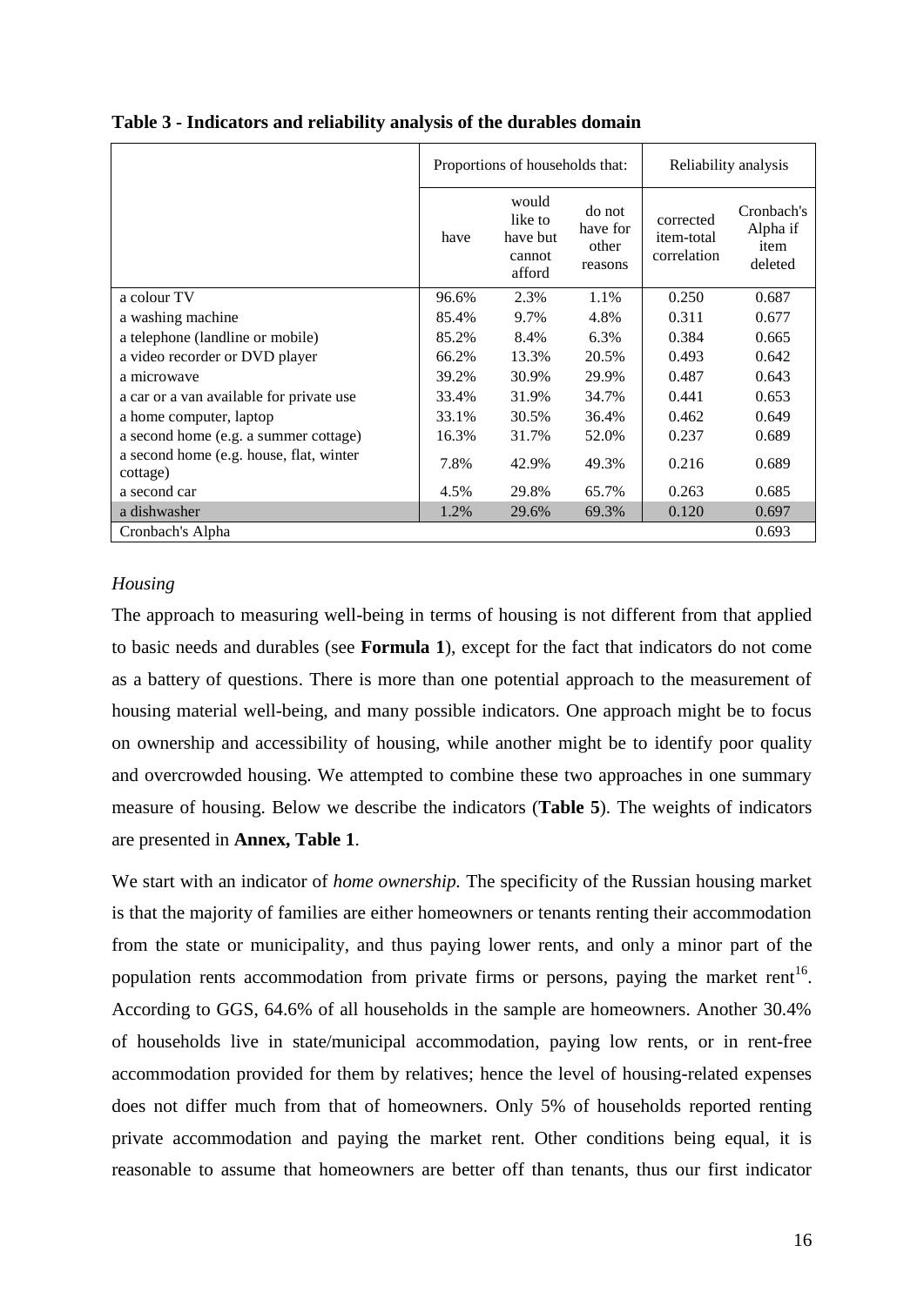**Table 3 - Indicators and reliability analysis of the durables domain**

| | Proportions of households that: | | | Reliability analysis | |
|---|---|---|---|---|---|
| | have | would like to have but cannot afford | do not have for other reasons | corrected item-total correlation | Cronbach's Alpha if item deleted |
| a colour TV | 96.6% | 2.3% | 1.1% | 0.250 | 0.687 |
| a washing machine | 85.4% | 9.7% | 4.8% | 0.311 | 0.677 |
| a telephone (landline or mobile) | 85.2% | 8.4% | 6.3% | 0.384 | 0.665 |
| a video recorder or DVD player | 66.2% | 13.3% | 20.5% | 0.493 | 0.642 |
| a microwave | 39.2% | 30.9% | 29.9% | 0.487 | 0.643 |
| a car or a van available for private use | 33.4% | 31.9% | 34.7% | 0.441 | 0.653 |
| a home computer, laptop | 33.1% | 30.5% | 36.4% | 0.462 | 0.649 |
| a second home (e.g. a summer cottage) | 16.3% | 31.7% | 52.0% | 0.237 | 0.689 |
| a second home (e.g. house, flat, winter cottage) | 7.8% | 42.9% | 49.3% | 0.216 | 0.689 |
| a second car | 4.5% | 29.8% | 65.7% | 0.263 | 0.685 |
| a dishwasher | 1.2% | 29.6% | 69.3% | 0.120 | 0.697 |
| Cronbach's Alpha | | | | | 0.693 |

*Housing*

The approach to measuring well-being in terms of housing is not different from that applied to basic needs and durables (see **Formula 1**), except for the fact that indicators do not come as a battery of questions. There is more than one potential approach to the measurement of housing material well-being, and many possible indicators. One approach might be to focus on ownership and accessibility of housing, while another might be to identify poor quality and overcrowded housing. We attempted to combine these two approaches in one summary measure of housing. Below we describe the indicators (**Table 5**). The weights of indicators are presented in **Annex, Table 1**.

We start with an indicator of *home ownership.* The specificity of the Russian housing market is that the majority of families are either homeowners or tenants renting their accommodation from the state or municipality, and thus paying lower rents, and only a minor part of the population rents accommodation from private firms or persons, paying the market rent[16]. According to GGS, 64.6% of all households in the sample are homeowners. Another 30.4% of households live in state/municipal accommodation, paying low rents, or in rent-free accommodation provided for them by relatives; hence the level of housing-related expenses does not differ much from that of homeowners. Only 5% of households reported renting private accommodation and paying the market rent. Other conditions being equal, it is reasonable to assume that homeowners are better off than tenants, thus our first indicator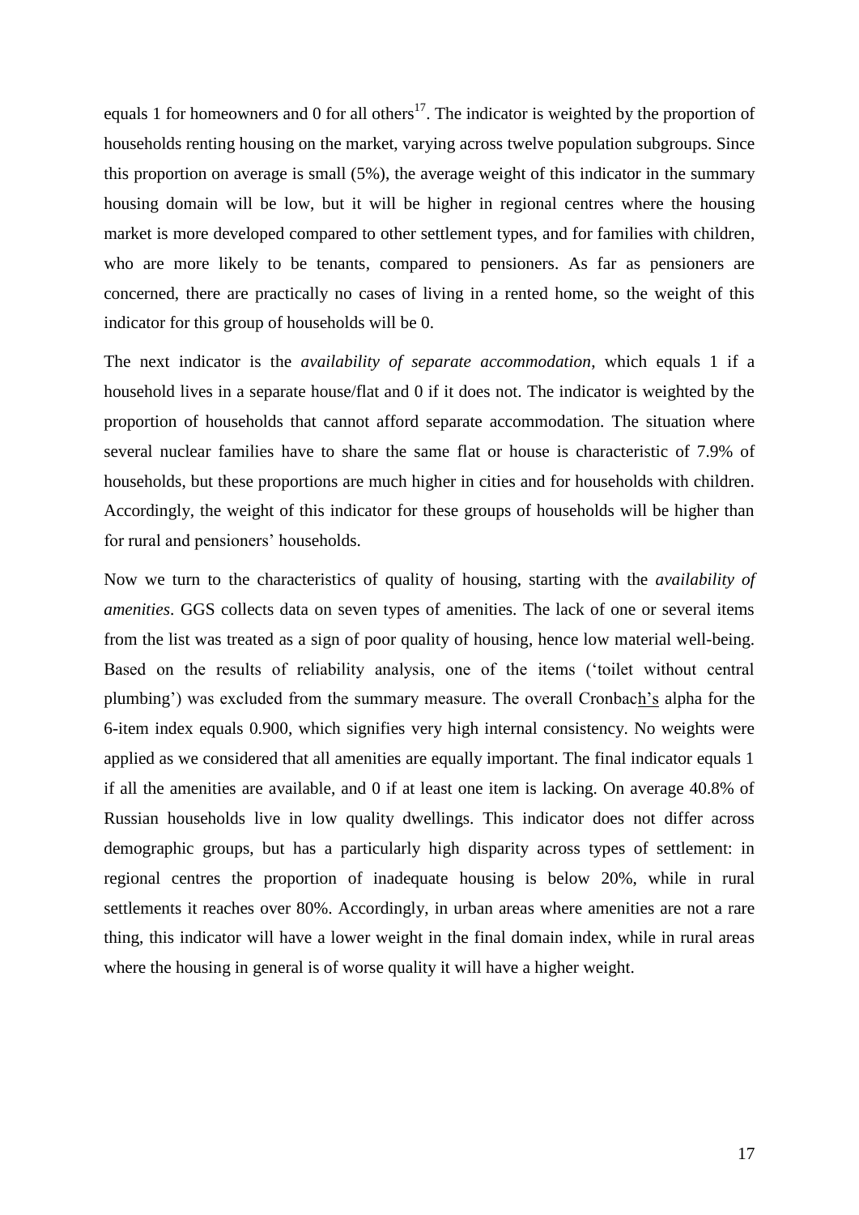equals 1 for homeowners and 0 for all others[17]. The indicator is weighted by the proportion of households renting housing on the market, varying across twelve population subgroups. Since this proportion on average is small (5%), the average weight of this indicator in the summary housing domain will be low, but it will be higher in regional centres where the housing market is more developed compared to other settlement types, and for families with children, who are more likely to be tenants, compared to pensioners. As far as pensioners are concerned, there are practically no cases of living in a rented home, so the weight of this indicator for this group of households will be 0.

The next indicator is the *availability of separate accommodation*, which equals 1 if a household lives in a separate house/flat and 0 if it does not. The indicator is weighted by the proportion of households that cannot afford separate accommodation. The situation where several nuclear families have to share the same flat or house is characteristic of 7.9% of households, but these proportions are much higher in cities and for households with children. Accordingly, the weight of this indicator for these groups of households will be higher than for rural and pensioners' households.

Now we turn to the characteristics of quality of housing, starting with the *availability of amenities*. GGS collects data on seven types of amenities. The lack of one or several items from the list was treated as a sign of poor quality of housing, hence low material well-being. Based on the results of reliability analysis, one of the items ('toilet without central plumbing') was excluded from the summary measure. The overall Cronbach's alpha for the 6-item index equals 0.900, which signifies very high internal consistency. No weights were applied as we considered that all amenities are equally important. The final indicator equals 1 if all the amenities are available, and 0 if at least one item is lacking. On average 40.8% of Russian households live in low quality dwellings. This indicator does not differ across demographic groups, but has a particularly high disparity across types of settlement: in regional centres the proportion of inadequate housing is below 20%, while in rural settlements it reaches over 80%. Accordingly, in urban areas where amenities are not a rare thing, this indicator will have a lower weight in the final domain index, while in rural areas where the housing in general is of worse quality it will have a higher weight.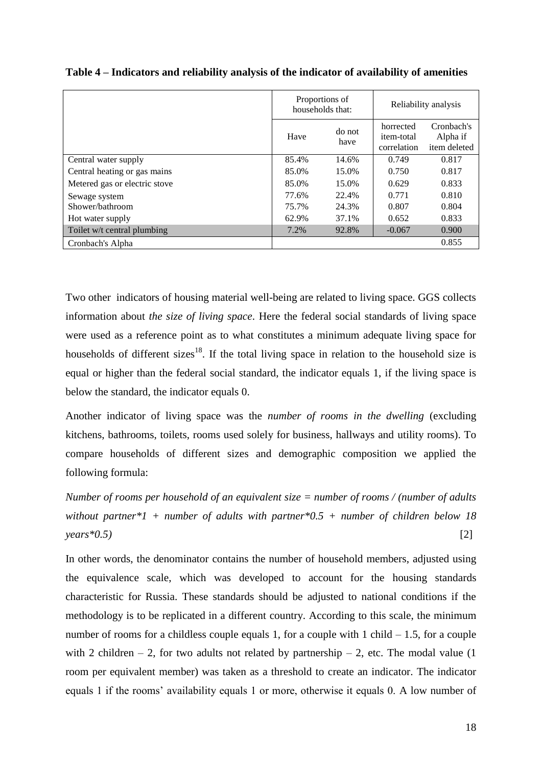**Table 4 – Indicators and reliability analysis of the indicator of availability of amenities**

| | Proportions of households that: | | Reliability analysis | |
|---|---|---|---|---|
| | Have | do not have | horrected item-total correlation | Cronbach's Alpha if item deleted |
| Central water supply | 85.4% | 14.6% | 0.749 | 0.817 |
| Central heating or gas mains | 85.0% | 15.0% | 0.750 | 0.817 |
| Metered gas or electric stove | 85.0% | 15.0% | 0.629 | 0.833 |
| Sewage system | 77.6% | 22.4% | 0.771 | 0.810 |
| Shower/bathroom | 75.7% | 24.3% | 0.807 | 0.804 |
| Hot water supply | 62.9% | 37.1% | 0.652 | 0.833 |
| Toilet w/t central plumbing | 7.2% | 92.8% | -0.067 | 0.900 |
| Cronbach's Alpha | | | | 0.855 |

Two other indicators of housing material well-being are related to living space. GGS collects information about *the size of living space*. Here the federal social standards of living space were used as a reference point as to what constitutes a minimum adequate living space for households of different sizes[18]. If the total living space in relation to the household size is equal or higher than the federal social standard, the indicator equals 1, if the living space is below the standard, the indicator equals 0.

Another indicator of living space was the *number of rooms in the dwelling* (excluding kitchens, bathrooms, toilets, rooms used solely for business, hallways and utility rooms). To compare households of different sizes and demographic composition we applied the following formula:

*Number of rooms per household of an equivalent size = number of rooms / (number of adults without partner*1 + number of adults with partner*0.5 + number of children below 18 years*0.5)* [2]

In other words, the denominator contains the number of household members, adjusted using the equivalence scale, which was developed to account for the housing standards characteristic for Russia. These standards should be adjusted to national conditions if the methodology is to be replicated in a different country. According to this scale, the minimum number of rooms for a childless couple equals 1, for a couple with 1 child – 1.5, for a couple with 2 children – 2, for two adults not related by partnership – 2, etc. The modal value (1 room per equivalent member) was taken as a threshold to create an indicator. The indicator equals 1 if the rooms' availability equals 1 or more, otherwise it equals 0. A low number of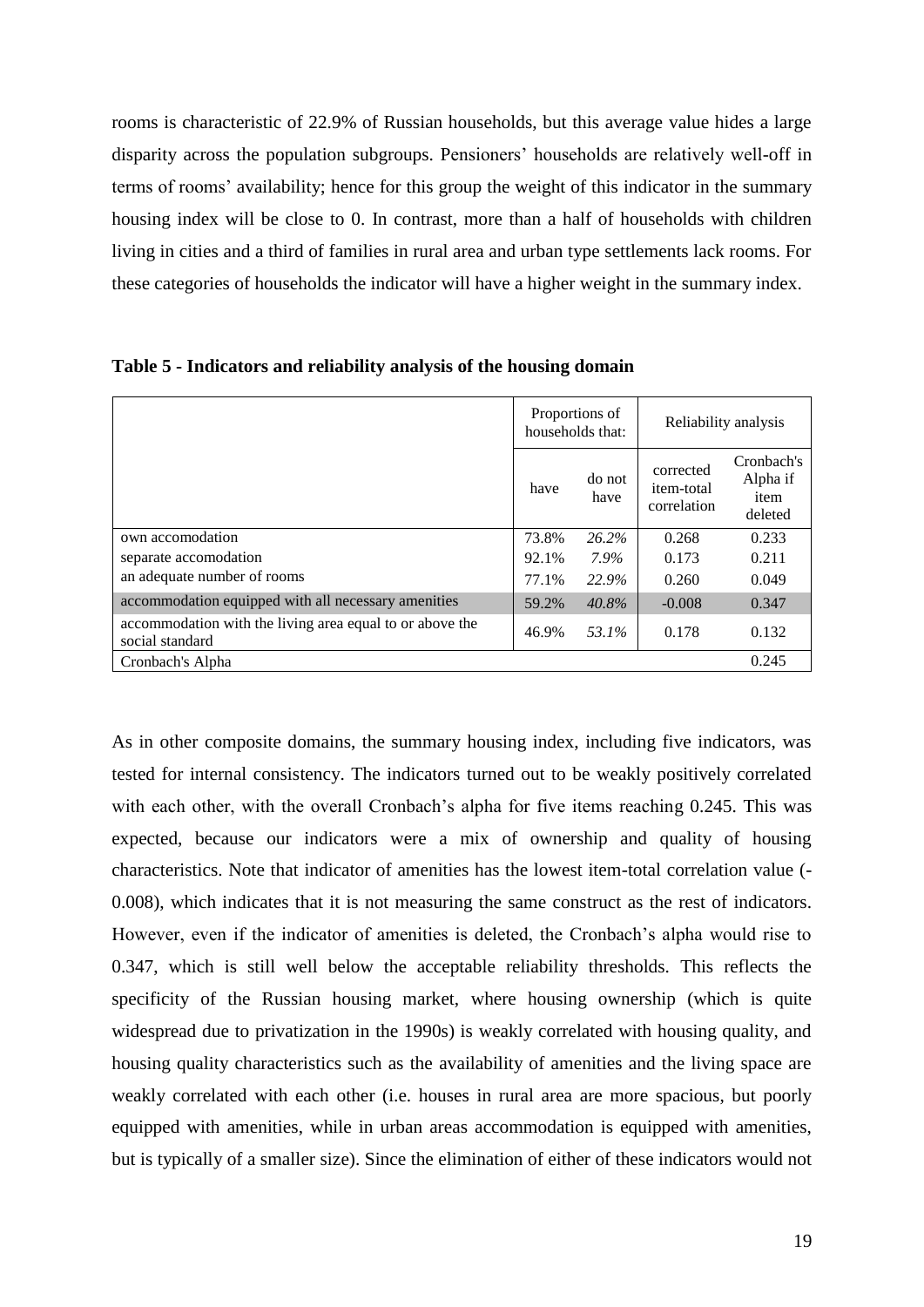rooms is characteristic of 22.9% of Russian households, but this average value hides a large disparity across the population subgroups. Pensioners' households are relatively well-off in terms of rooms' availability; hence for this group the weight of this indicator in the summary housing index will be close to 0. In contrast, more than a half of households with children living in cities and a third of families in rural area and urban type settlements lack rooms. For these categories of households the indicator will have a higher weight in the summary index.

**Table 5 - Indicators and reliability analysis of the housing domain**

| | Proportions of households that: | | Reliability analysis | |
|---|---|---|---|---|
| | have | do not have | corrected item-total correlation | Cronbach's Alpha if item deleted |
| own accomodation | 73.8% | *26.2%* | 0.268 | 0.233 |
| separate accomodation | 92.1% | *7.9%* | 0.173 | 0.211 |
| an adequate number of rooms | 77.1% | *22.9%* | 0.260 | 0.049 |
| accommodation equipped with all necessary amenities | 59.2% | *40.8%* | -0.008 | 0.347 |
| accommodation with the living area equal to or above the social standard | 46.9% | *53.1%* | 0.178 | 0.132 |
| Cronbach's Alpha | | | | 0.245 |

As in other composite domains, the summary housing index, including five indicators, was tested for internal consistency. The indicators turned out to be weakly positively correlated with each other, with the overall Cronbach's alpha for five items reaching 0.245. This was expected, because our indicators were a mix of ownership and quality of housing characteristics. Note that indicator of amenities has the lowest item-total correlation value (-0.008), which indicates that it is not measuring the same construct as the rest of indicators. However, even if the indicator of amenities is deleted, the Cronbach's alpha would rise to 0.347, which is still well below the acceptable reliability thresholds. This reflects the specificity of the Russian housing market, where housing ownership (which is quite widespread due to privatization in the 1990s) is weakly correlated with housing quality, and housing quality characteristics such as the availability of amenities and the living space are weakly correlated with each other (i.e. houses in rural area are more spacious, but poorly equipped with amenities, while in urban areas accommodation is equipped with amenities, but is typically of a smaller size). Since the elimination of either of these indicators would not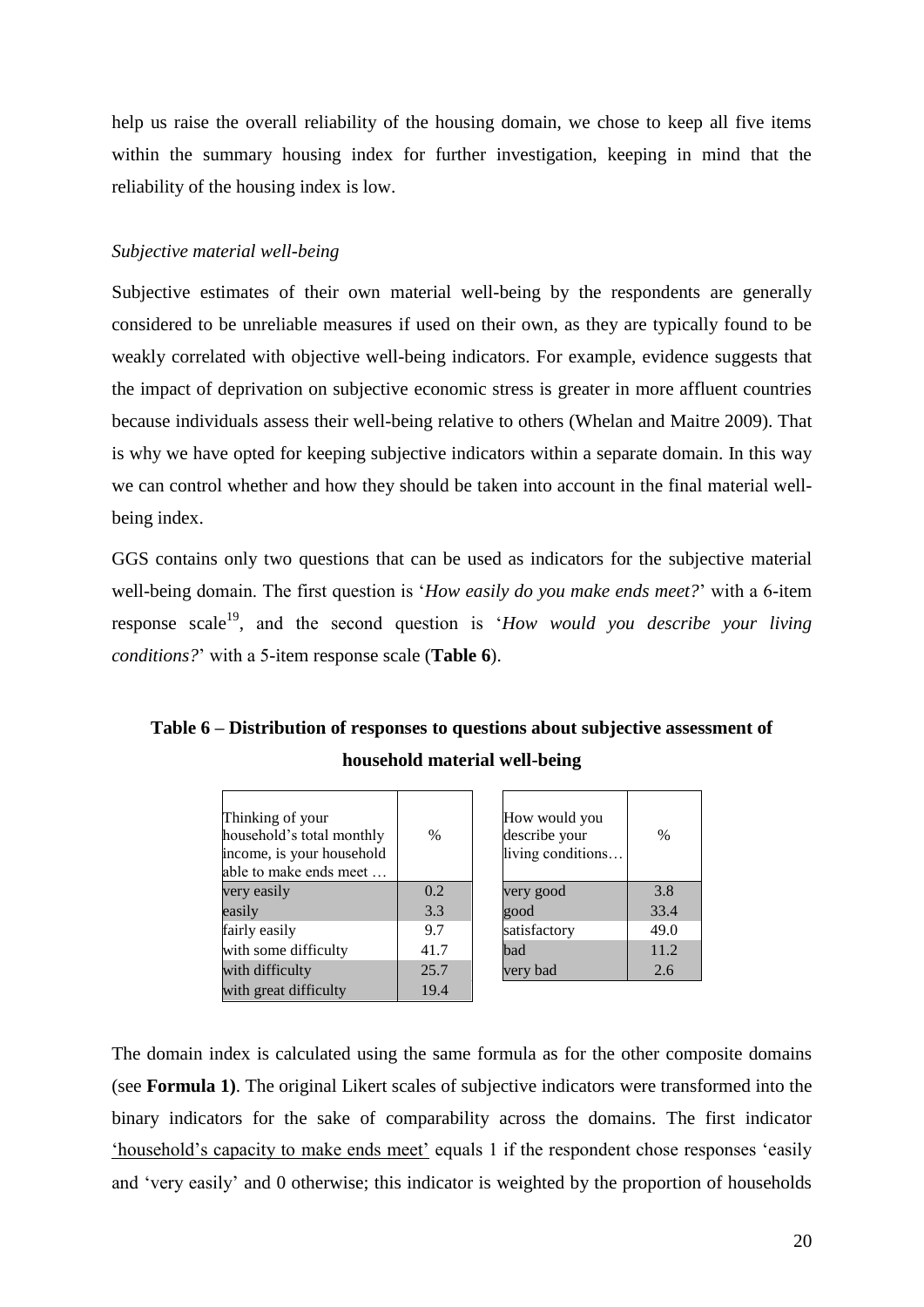help us raise the overall reliability of the housing domain, we chose to keep all five items within the summary housing index for further investigation, keeping in mind that the reliability of the housing index is low.

*Subjective material well-being*

Subjective estimates of their own material well-being by the respondents are generally considered to be unreliable measures if used on their own, as they are typically found to be weakly correlated with objective well-being indicators. For example, evidence suggests that the impact of deprivation on subjective economic stress is greater in more affluent countries because individuals assess their well-being relative to others (Whelan and Maitre 2009). That is why we have opted for keeping subjective indicators within a separate domain. In this way we can control whether and how they should be taken into account in the final material well-being index.

GGS contains only two questions that can be used as indicators for the subjective material well-being domain. The first question is '*How easily do you make ends meet?*' with a 6-item response scale[19], and the second question is '*How would you describe your living conditions?*' with a 5-item response scale (**Table 6**).

**Table 6 – Distribution of responses to questions about subjective assessment of household material well-being**

| Thinking of your household's total monthly income, is your household able to make ends meet … | % |
|---|---|
| very easily | 0.2 |
| easily | 3.3 |
| fairly easily | 9.7 |
| with some difficulty | 41.7 |
| with difficulty | 25.7 |
| with great difficulty | 19.4 |

| How would you describe your living conditions… | % |
|---|---|
| very good | 3.8 |
| good | 33.4 |
| satisfactory | 49.0 |
| bad | 11.2 |
| very bad | 2.6 |

The domain index is calculated using the same formula as for the other composite domains (see **Formula 1)**. The original Likert scales of subjective indicators were transformed into the binary indicators for the sake of comparability across the domains. The first indicator 'household's capacity to make ends meet' equals 1 if the respondent chose responses 'easily and 'very easily' and 0 otherwise; this indicator is weighted by the proportion of households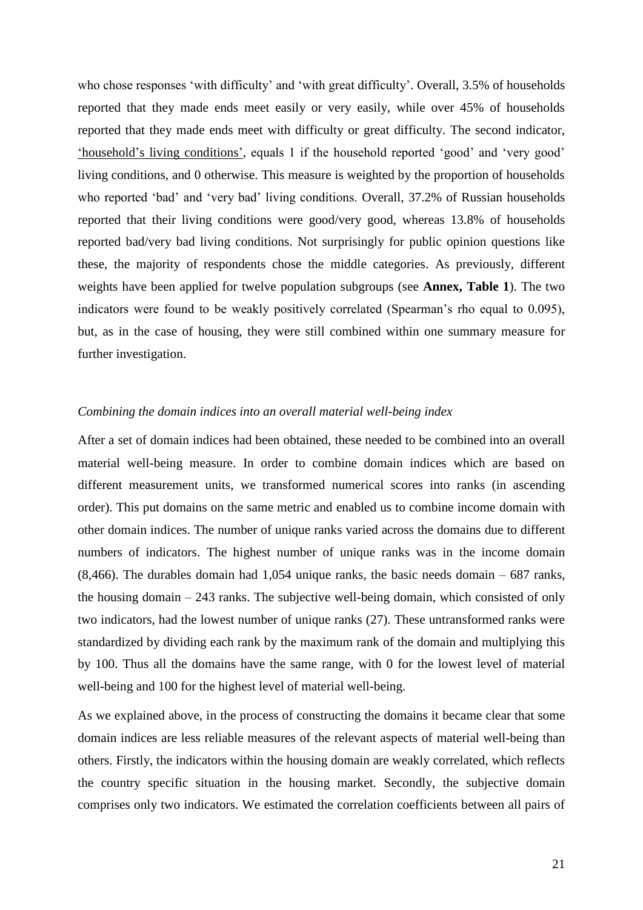who chose responses 'with difficulty' and 'with great difficulty'. Overall, 3.5% of households reported that they made ends meet easily or very easily, while over 45% of households reported that they made ends meet with difficulty or great difficulty. The second indicator, 'household's living conditions', equals 1 if the household reported 'good' and 'very good' living conditions, and 0 otherwise. This measure is weighted by the proportion of households who reported 'bad' and 'very bad' living conditions. Overall, 37.2% of Russian households reported that their living conditions were good/very good, whereas 13.8% of households reported bad/very bad living conditions. Not surprisingly for public opinion questions like these, the majority of respondents chose the middle categories. As previously, different weights have been applied for twelve population subgroups (see **Annex, Table 1**). The two indicators were found to be weakly positively correlated (Spearman's rho equal to 0.095), but, as in the case of housing, they were still combined within one summary measure for further investigation.

*Combining the domain indices into an overall material well-being index*

After a set of domain indices had been obtained, these needed to be combined into an overall material well-being measure. In order to combine domain indices which are based on different measurement units, we transformed numerical scores into ranks (in ascending order). This put domains on the same metric and enabled us to combine income domain with other domain indices. The number of unique ranks varied across the domains due to different numbers of indicators. The highest number of unique ranks was in the income domain (8,466). The durables domain had 1,054 unique ranks, the basic needs domain – 687 ranks, the housing domain – 243 ranks. The subjective well-being domain, which consisted of only two indicators, had the lowest number of unique ranks (27). These untransformed ranks were standardized by dividing each rank by the maximum rank of the domain and multiplying this by 100. Thus all the domains have the same range, with 0 for the lowest level of material well-being and 100 for the highest level of material well-being.

As we explained above, in the process of constructing the domains it became clear that some domain indices are less reliable measures of the relevant aspects of material well-being than others. Firstly, the indicators within the housing domain are weakly correlated, which reflects the country specific situation in the housing market. Secondly, the subjective domain comprises only two indicators. We estimated the correlation coefficients between all pairs of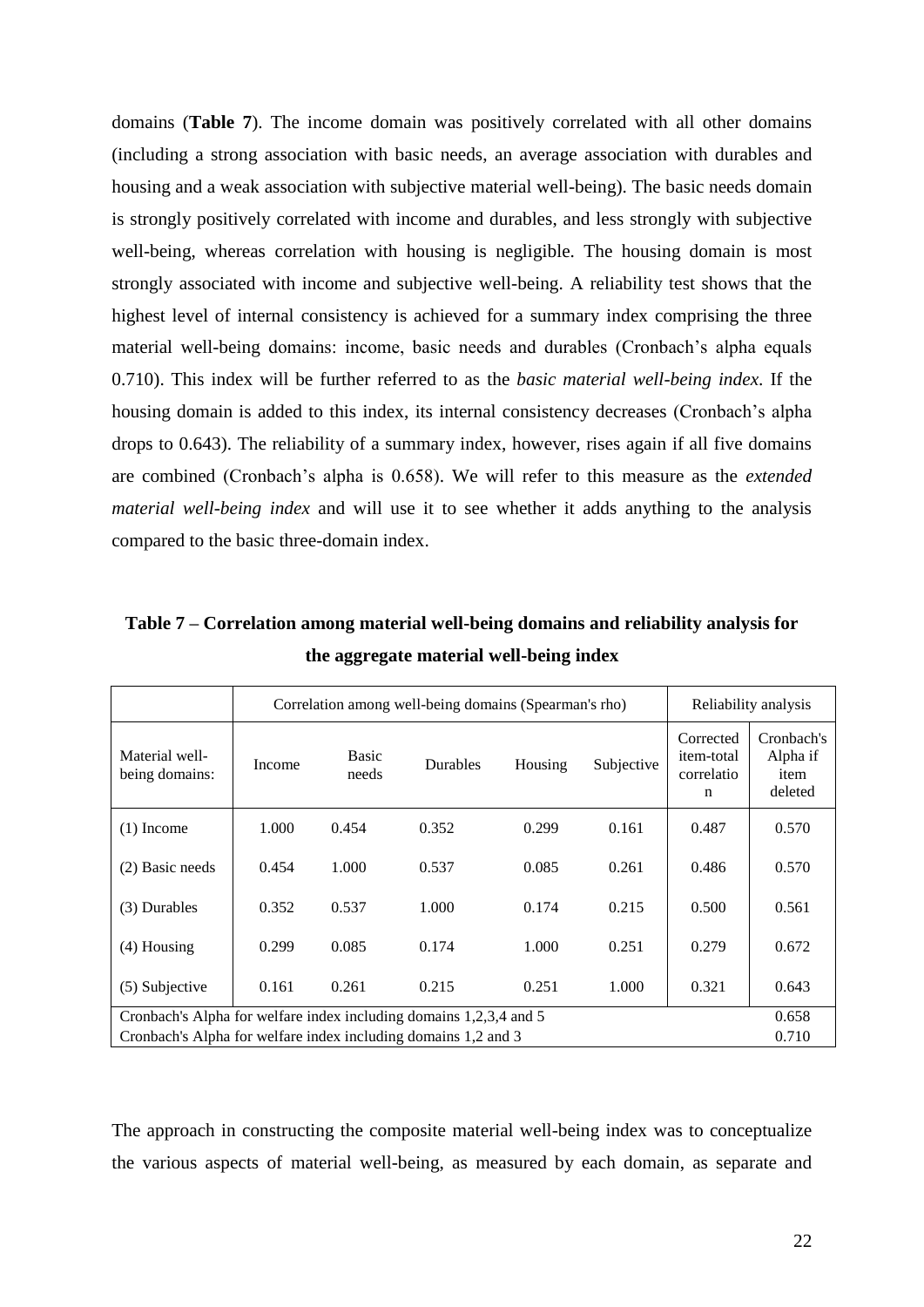domains (**Table 7**). The income domain was positively correlated with all other domains (including a strong association with basic needs, an average association with durables and housing and a weak association with subjective material well-being). The basic needs domain is strongly positively correlated with income and durables, and less strongly with subjective well-being, whereas correlation with housing is negligible. The housing domain is most strongly associated with income and subjective well-being. A reliability test shows that the highest level of internal consistency is achieved for a summary index comprising the three material well-being domains: income, basic needs and durables (Cronbach's alpha equals 0.710). This index will be further referred to as the *basic material well-being index*. If the housing domain is added to this index, its internal consistency decreases (Cronbach's alpha drops to 0.643). The reliability of a summary index, however, rises again if all five domains are combined (Cronbach's alpha is 0.658). We will refer to this measure as the *extended material well-being index* and will use it to see whether it adds anything to the analysis compared to the basic three-domain index.

**Table 7 – Correlation among material well-being domains and reliability analysis for the aggregate material well-being index**

| | Correlation among well-being domains (Spearman's rho) | | | | | Reliability analysis | |
|---|---|---|---|---|---|---|---|
| Material well-being domains: | Income | Basic needs | Durables | Housing | Subjective | Corrected item-total correlation | Cronbach's Alpha if item deleted |
| (1) Income | 1.000 | 0.454 | 0.352 | 0.299 | 0.161 | 0.487 | 0.570 |
| (2) Basic needs | 0.454 | 1.000 | 0.537 | 0.085 | 0.261 | 0.486 | 0.570 |
| (3) Durables | 0.352 | 0.537 | 1.000 | 0.174 | 0.215 | 0.500 | 0.561 |
| (4) Housing | 0.299 | 0.085 | 0.174 | 1.000 | 0.251 | 0.279 | 0.672 |
| (5) Subjective | 0.161 | 0.261 | 0.215 | 0.251 | 1.000 | 0.321 | 0.643 |
| Cronbach's Alpha for welfare index including domains 1,2,3,4 and 5 | | | | | | | 0.658 |
| Cronbach's Alpha for welfare index including domains 1,2 and 3 | | | | | | | 0.710 |

The approach in constructing the composite material well-being index was to conceptualize the various aspects of material well-being, as measured by each domain, as separate and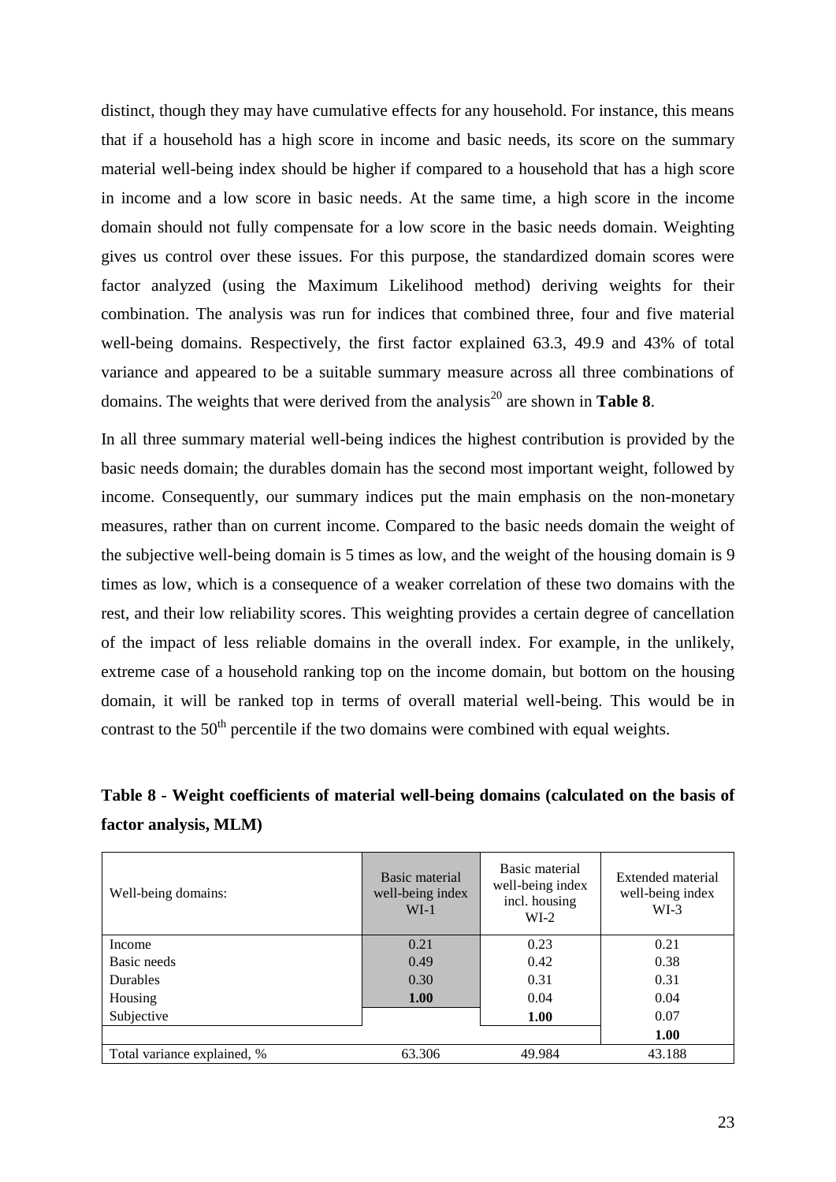distinct, though they may have cumulative effects for any household. For instance, this means that if a household has a high score in income and basic needs, its score on the summary material well-being index should be higher if compared to a household that has a high score in income and a low score in basic needs. At the same time, a high score in the income domain should not fully compensate for a low score in the basic needs domain. Weighting gives us control over these issues. For this purpose, the standardized domain scores were factor analyzed (using the Maximum Likelihood method) deriving weights for their combination. The analysis was run for indices that combined three, four and five material well-being domains. Respectively, the first factor explained 63.3, 49.9 and 43% of total variance and appeared to be a suitable summary measure across all three combinations of domains. The weights that were derived from the analysis[20] are shown in **Table 8**.

In all three summary material well-being indices the highest contribution is provided by the basic needs domain; the durables domain has the second most important weight, followed by income. Consequently, our summary indices put the main emphasis on the non-monetary measures, rather than on current income. Compared to the basic needs domain the weight of the subjective well-being domain is 5 times as low, and the weight of the housing domain is 9 times as low, which is a consequence of a weaker correlation of these two domains with the rest, and their low reliability scores. This weighting provides a certain degree of cancellation of the impact of less reliable domains in the overall index. For example, in the unlikely, extreme case of a household ranking top on the income domain, but bottom on the housing domain, it will be ranked top in terms of overall material well-being. This would be in contrast to the 50[th] percentile if the two domains were combined with equal weights.

**Table 8 - Weight coefficients of material well-being domains (calculated on the basis of factor analysis, MLM)**

| Well-being domains: | Basic material well-being index WI-1 | Basic material well-being index incl. housing WI-2 | Extended material well-being index WI-3 |
|---|---|---|---|
| Income | 0.21 | 0.23 | 0.21 |
| Basic needs | 0.49 | 0.42 | 0.38 |
| Durables | 0.30 | 0.31 | 0.31 |
| Housing | **1.00** | 0.04 | 0.04 |
| Subjective | | **1.00** | 0.07 |
| | | | **1.00** |
| Total variance explained, % | 63.306 | 49.984 | 43.188 |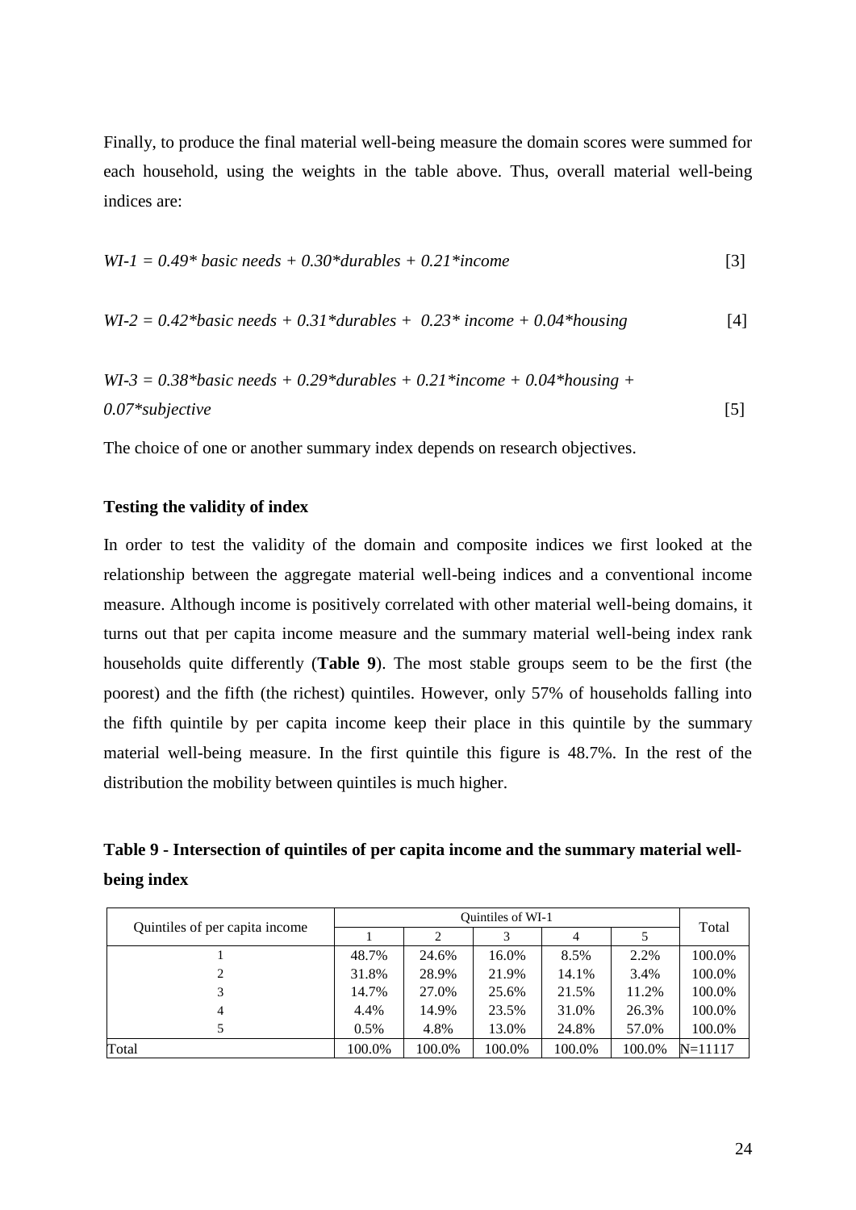Finally, to produce the final material well-being measure the domain scores were summed for each household, using the weights in the table above. Thus, overall material well-being indices are:

$$WI\text{-}1 = 0.49 * \text{basic needs} + 0.30 * \text{durables} + 0.21 * \text{income} \qquad [3]$$

$$WI\text{-}2 = 0.42 * \text{basic needs} + 0.31 * \text{durables} + 0.23 * \text{income} + 0.04 * \text{housing} \qquad [4]$$

$$WI\text{-}3 = 0.38 * \text{basic needs} + 0.29 * \text{durables} + 0.21 * \text{income} + 0.04 * \text{housing} + 0.07 * \text{subjective} \qquad [5]$$

The choice of one or another summary index depends on research objectives.

**Testing the validity of index**

In order to test the validity of the domain and composite indices we first looked at the relationship between the aggregate material well-being indices and a conventional income measure. Although income is positively correlated with other material well-being domains, it turns out that per capita income measure and the summary material well-being index rank households quite differently (**Table 9**). The most stable groups seem to be the first (the poorest) and the fifth (the richest) quintiles. However, only 57% of households falling into the fifth quintile by per capita income keep their place in this quintile by the summary material well-being measure. In the first quintile this figure is 48.7%. In the rest of the distribution the mobility between quintiles is much higher.

**Table 9 - Intersection of quintiles of per capita income and the summary material well-being index**

| Quintiles of per capita income | Quintiles of WI-1 | | | | | Total |
|---|---|---|---|---|---|---|
| | 1 | 2 | 3 | 4 | 5 | |
| 1 | 48.7% | 24.6% | 16.0% | 8.5% | 2.2% | 100.0% |
| 2 | 31.8% | 28.9% | 21.9% | 14.1% | 3.4% | 100.0% |
| 3 | 14.7% | 27.0% | 25.6% | 21.5% | 11.2% | 100.0% |
| 4 | 4.4% | 14.9% | 23.5% | 31.0% | 26.3% | 100.0% |
| 5 | 0.5% | 4.8% | 13.0% | 24.8% | 57.0% | 100.0% |
| Total | 100.0% | 100.0% | 100.0% | 100.0% | 100.0% | N=11117 |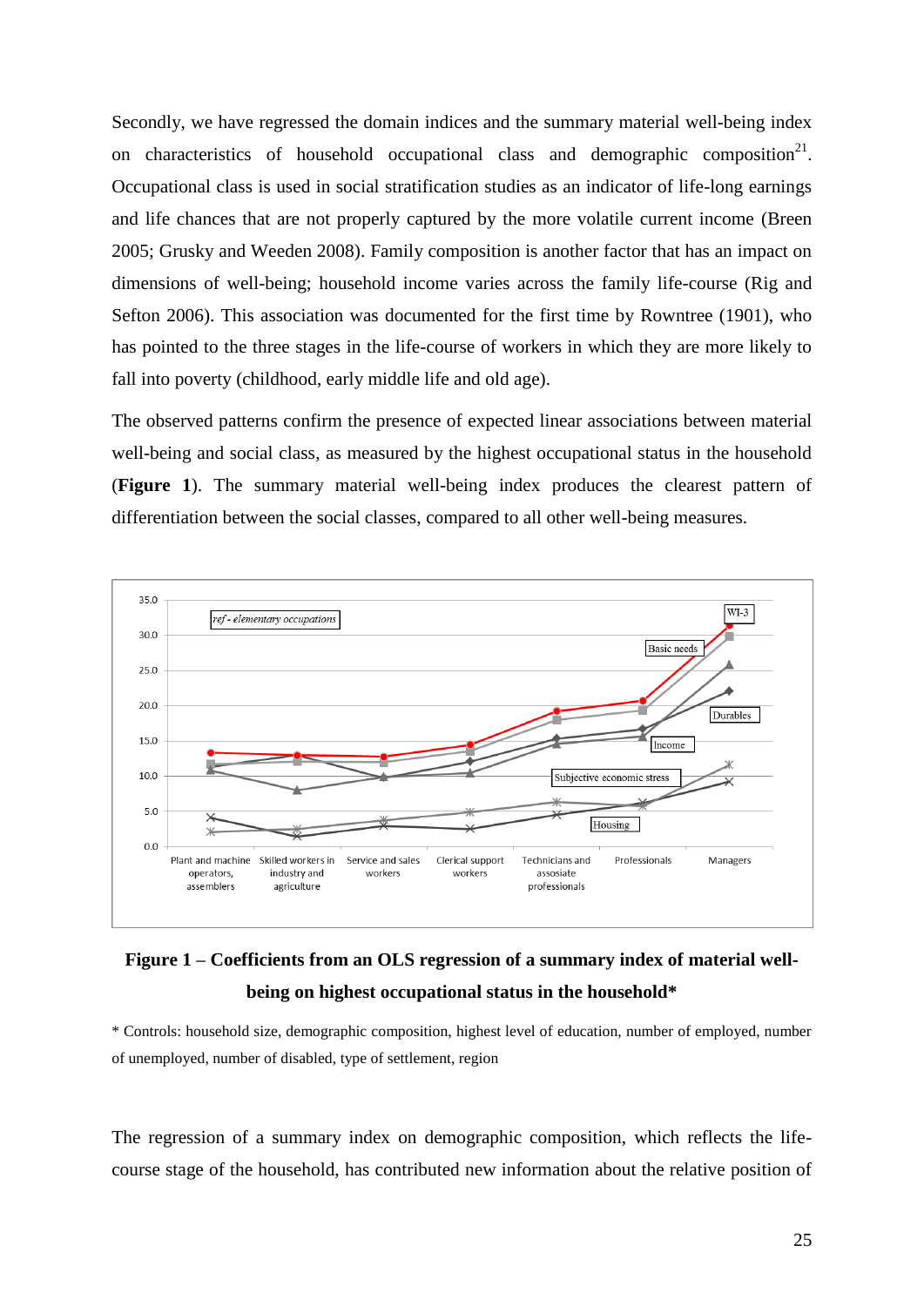Secondly, we have regressed the domain indices and the summary material well-being index on characteristics of household occupational class and demographic composition[21]. Occupational class is used in social stratification studies as an indicator of life-long earnings and life chances that are not properly captured by the more volatile current income (Breen 2005; Grusky and Weeden 2008). Family composition is another factor that has an impact on dimensions of well-being; household income varies across the family life-course (Rig and Sefton 2006). This association was documented for the first time by Rowntree (1901), who has pointed to the three stages in the life-course of workers in which they are more likely to fall into poverty (childhood, early middle life and old age).

The observed patterns confirm the presence of expected linear associations between material well-being and social class, as measured by the highest occupational status in the household (**Figure 1**). The summary material well-being index produces the clearest pattern of differentiation between the social classes, compared to all other well-being measures.

**Figure 1 – Coefficients from an OLS regression of a summary index of material well-being on highest occupational status in the household***

\* Controls: household size, demographic composition, highest level of education, number of employed, number of unemployed, number of disabled, type of settlement, region

The regression of a summary index on demographic composition, which reflects the life-course stage of the household, has contributed new information about the relative position of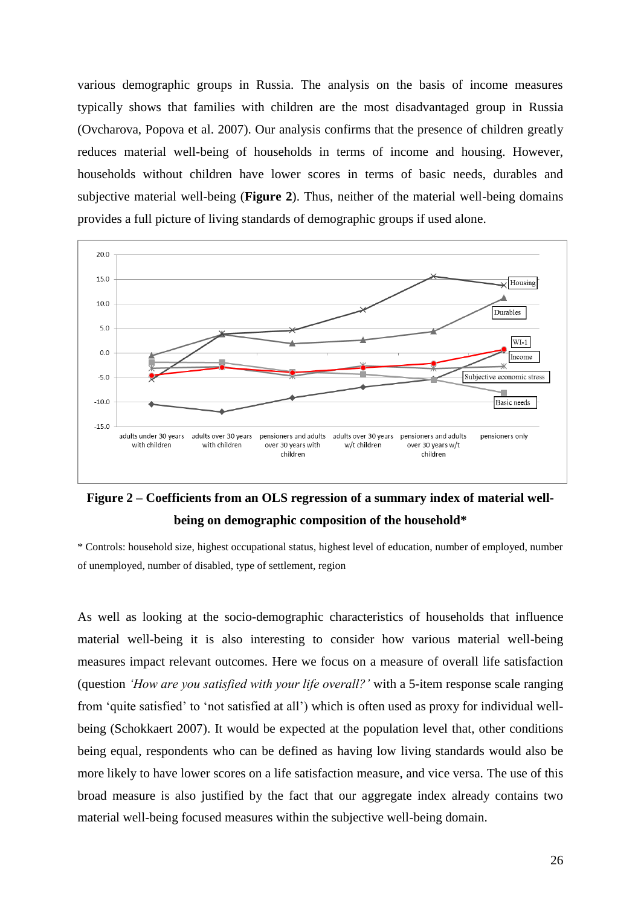various demographic groups in Russia. The analysis on the basis of income measures typically shows that families with children are the most disadvantaged group in Russia (Ovcharova, Popova et al. 2007). Our analysis confirms that the presence of children greatly reduces material well-being of households in terms of income and housing. However, households without children have lower scores in terms of basic needs, durables and subjective material well-being (**Figure 2**). Thus, neither of the material well-being domains provides a full picture of living standards of demographic groups if used alone.

**Figure 2 – Coefficients from an OLS regression of a summary index of material well-being on demographic composition of the household***

\* Controls: household size, highest occupational status, highest level of education, number of employed, number of unemployed, number of disabled, type of settlement, region

As well as looking at the socio-demographic characteristics of households that influence material well-being it is also interesting to consider how various material well-being measures impact relevant outcomes. Here we focus on a measure of overall life satisfaction (question *'How are you satisfied with your life overall?'* with a 5-item response scale ranging from 'quite satisfied' to 'not satisfied at all') which is often used as proxy for individual well-being (Schokkaert 2007). It would be expected at the population level that, other conditions being equal, respondents who can be defined as having low living standards would also be more likely to have lower scores on a life satisfaction measure, and vice versa. The use of this broad measure is also justified by the fact that our aggregate index already contains two material well-being focused measures within the subjective well-being domain.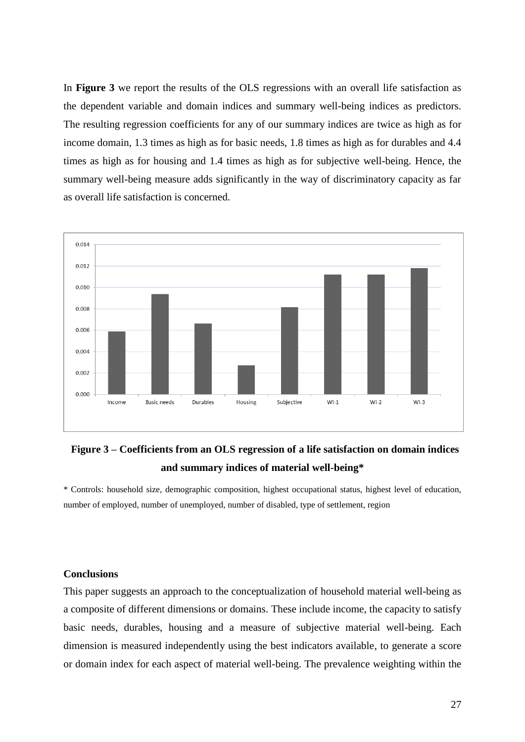In **Figure 3** we report the results of the OLS regressions with an overall life satisfaction as the dependent variable and domain indices and summary well-being indices as predictors. The resulting regression coefficients for any of our summary indices are twice as high as for income domain, 1.3 times as high as for basic needs, 1.8 times as high as for durables and 4.4 times as high as for housing and 1.4 times as high as for subjective well-being. Hence, the summary well-being measure adds significantly in the way of discriminatory capacity as far as overall life satisfaction is concerned.

**Figure 3 – Coefficients from an OLS regression of a life satisfaction on domain indices and summary indices of material well-being***

\* Controls: household size, demographic composition, highest occupational status, highest level of education, number of employed, number of unemployed, number of disabled, type of settlement, region

**Conclusions**

This paper suggests an approach to the conceptualization of household material well-being as a composite of different dimensions or domains. These include income, the capacity to satisfy basic needs, durables, housing and a measure of subjective material well-being. Each dimension is measured independently using the best indicators available, to generate a score or domain index for each aspect of material well-being. The prevalence weighting within the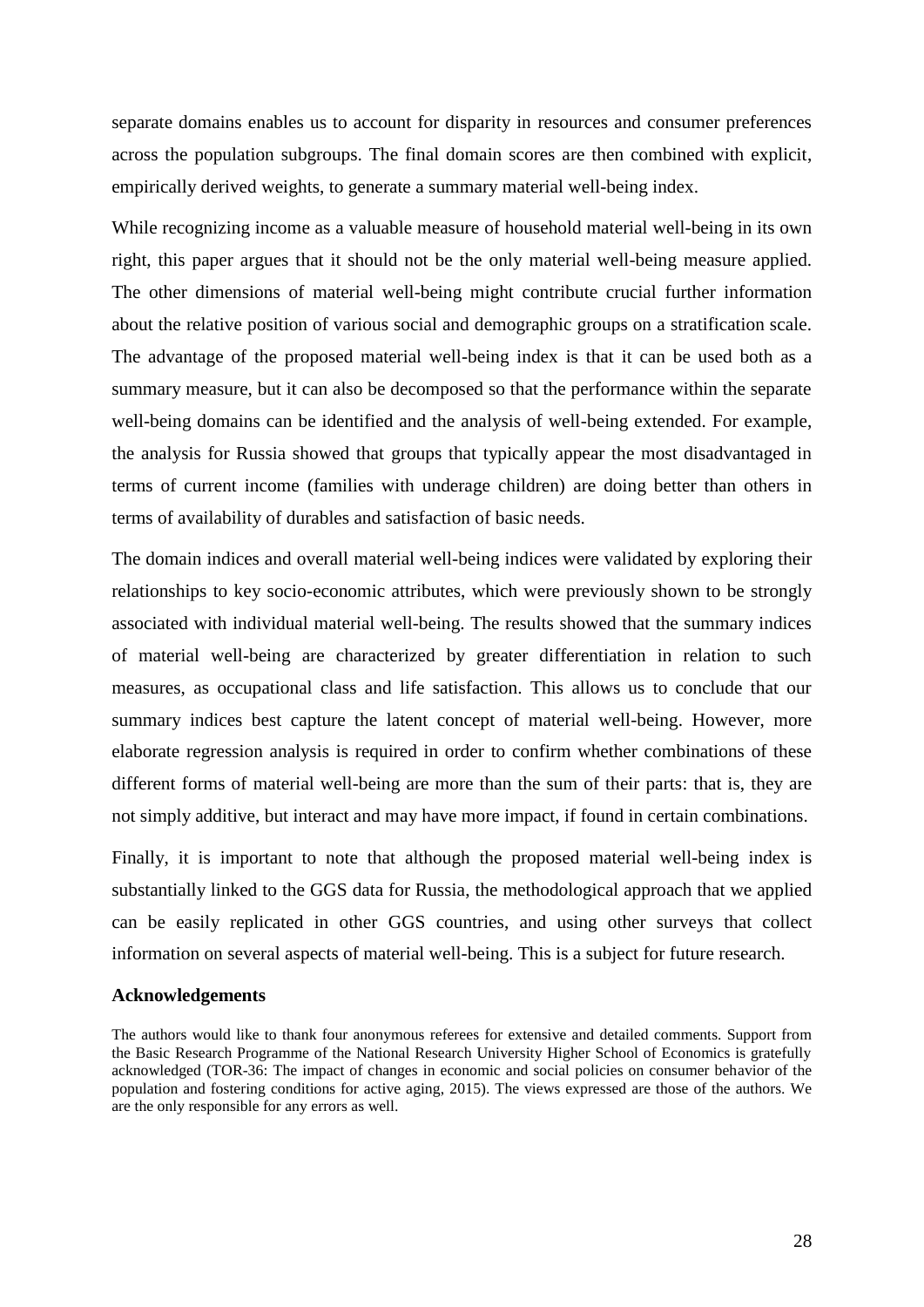separate domains enables us to account for disparity in resources and consumer preferences across the population subgroups. The final domain scores are then combined with explicit, empirically derived weights, to generate a summary material well-being index.

While recognizing income as a valuable measure of household material well-being in its own right, this paper argues that it should not be the only material well-being measure applied. The other dimensions of material well-being might contribute crucial further information about the relative position of various social and demographic groups on a stratification scale. The advantage of the proposed material well-being index is that it can be used both as a summary measure, but it can also be decomposed so that the performance within the separate well-being domains can be identified and the analysis of well-being extended. For example, the analysis for Russia showed that groups that typically appear the most disadvantaged in terms of current income (families with underage children) are doing better than others in terms of availability of durables and satisfaction of basic needs.

The domain indices and overall material well-being indices were validated by exploring their relationships to key socio-economic attributes, which were previously shown to be strongly associated with individual material well-being. The results showed that the summary indices of material well-being are characterized by greater differentiation in relation to such measures, as occupational class and life satisfaction. This allows us to conclude that our summary indices best capture the latent concept of material well-being. However, more elaborate regression analysis is required in order to confirm whether combinations of these different forms of material well-being are more than the sum of their parts: that is, they are not simply additive, but interact and may have more impact, if found in certain combinations.

Finally, it is important to note that although the proposed material well-being index is substantially linked to the GGS data for Russia, the methodological approach that we applied can be easily replicated in other GGS countries, and using other surveys that collect information on several aspects of material well-being. This is a subject for future research.

**Acknowledgements**

The authors would like to thank four anonymous referees for extensive and detailed comments. Support from the Basic Research Programme of the National Research University Higher School of Economics is gratefully acknowledged (TOR-36: The impact of changes in economic and social policies on consumer behavior of the population and fostering conditions for active aging, 2015). The views expressed are those of the authors. We are the only responsible for any errors as well.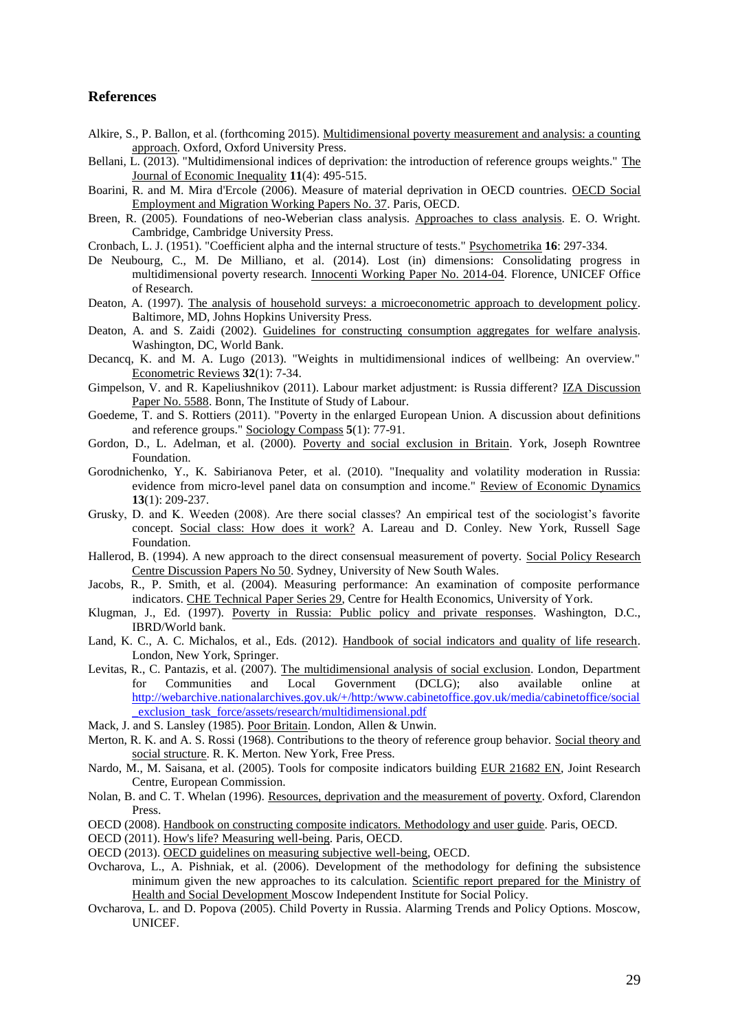## References

Alkire, S., P. Ballon, et al. (forthcoming 2015). Multidimensional poverty measurement and analysis: a counting approach. Oxford, Oxford University Press.

Bellani, L. (2013). "Multidimensional indices of deprivation: the introduction of reference groups weights." The Journal of Economic Inequality **11**(4): 495-515.

Boarini, R. and M. Mira d'Ercole (2006). Measure of material deprivation in OECD countries. OECD Social Employment and Migration Working Papers No. 37. Paris, OECD.

Breen, R. (2005). Foundations of neo-Weberian class analysis. Approaches to class analysis. E. O. Wright. Cambridge, Cambridge University Press.

Cronbach, L. J. (1951). "Coefficient alpha and the internal structure of tests." Psychometrika **16**: 297-334.

De Neubourg, C., M. De Milliano, et al. (2014). Lost (in) dimensions: Consolidating progress in multidimensional poverty research. Innocenti Working Paper No. 2014-04. Florence, UNICEF Office of Research.

Deaton, A. (1997). The analysis of household surveys: a microeconometric approach to development policy. Baltimore, MD, Johns Hopkins University Press.

Deaton, A. and S. Zaidi (2002). Guidelines for constructing consumption aggregates for welfare analysis. Washington, DC, World Bank.

Decancq, K. and M. A. Lugo (2013). "Weights in multidimensional indices of wellbeing: An overview." Econometric Reviews **32**(1): 7-34.

Gimpelson, V. and R. Kapeliushnikov (2011). Labour market adjustment: is Russia different? IZA Discussion Paper No. 5588. Bonn, The Institute of Study of Labour.

Goedeme, T. and S. Rottiers (2011). "Poverty in the enlarged European Union. A discussion about definitions and reference groups." Sociology Compass **5**(1): 77-91.

Gordon, D., L. Adelman, et al. (2000). Poverty and social exclusion in Britain. York, Joseph Rowntree Foundation.

Gorodnichenko, Y., K. Sabirianova Peter, et al. (2010). "Inequality and volatility moderation in Russia: evidence from micro-level panel data on consumption and income." Review of Economic Dynamics **13**(1): 209-237.

Grusky, D. and K. Weeden (2008). Are there social classes? An empirical test of the sociologist's favorite concept. Social class: How does it work? A. Lareau and D. Conley. New York, Russell Sage Foundation.

Hallerod, B. (1994). A new approach to the direct consensual measurement of poverty. Social Policy Research Centre Discussion Papers No 50. Sydney, University of New South Wales.

Jacobs, R., P. Smith, et al. (2004). Measuring performance: An examination of composite performance indicators. CHE Technical Paper Series 29, Centre for Health Economics, University of York.

Klugman, J., Ed. (1997). Poverty in Russia: Public policy and private responses. Washington, D.C., IBRD/World bank.

Land, K. C., A. C. Michalos, et al., Eds. (2012). Handbook of social indicators and quality of life research. London, New York, Springer.

Levitas, R., C. Pantazis, et al. (2007). The multidimensional analysis of social exclusion. London, Department for Communities and Local Government (DCLG); also available online at http://webarchive.nationalarchives.gov.uk/+/http:/www.cabinetoffice.gov.uk/media/cabinetoffice/social_exclusion_task_force/assets/research/multidimensional.pdf

Mack, J. and S. Lansley (1985). Poor Britain. London, Allen & Unwin.

Merton, R. K. and A. S. Rossi (1968). Contributions to the theory of reference group behavior. Social theory and social structure. R. K. Merton. New York, Free Press.

Nardo, M., M. Saisana, et al. (2005). Tools for composite indicators building EUR 21682 EN, Joint Research Centre, European Commission.

Nolan, B. and C. T. Whelan (1996). Resources, deprivation and the measurement of poverty. Oxford, Clarendon Press.

OECD (2008). Handbook on constructing composite indicators. Methodology and user guide. Paris, OECD.

OECD (2011). How's life? Measuring well-being. Paris, OECD.

OECD (2013). OECD guidelines on measuring subjective well-being, OECD.

Ovcharova, L., A. Pishniak, et al. (2006). Development of the methodology for defining the subsistence minimum given the new approaches to its calculation. Scientific report prepared for the Ministry of Health and Social Development Moscow Independent Institute for Social Policy.

Ovcharova, L. and D. Popova (2005). Child Poverty in Russia. Alarming Trends and Policy Options. Moscow, UNICEF.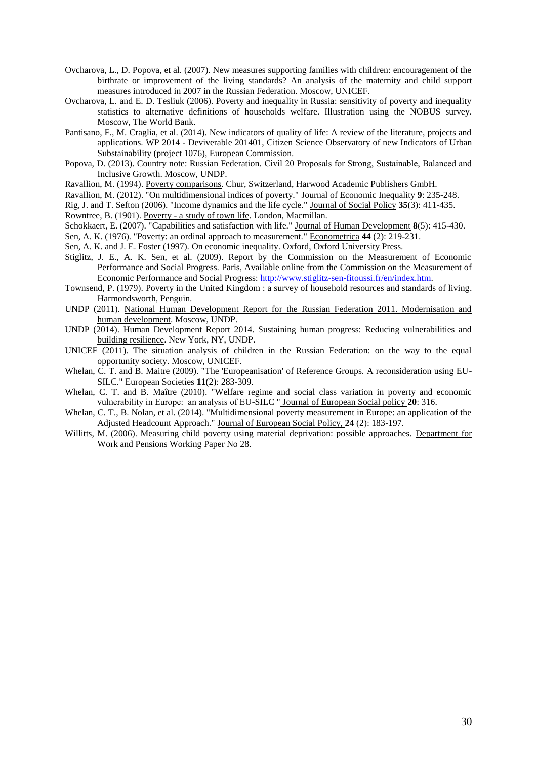Ovcharova, L., D. Popova, et al. (2007). New measures supporting families with children: encouragement of the birthrate or improvement of the living standards? An analysis of the maternity and child support measures introduced in 2007 in the Russian Federation. Moscow, UNICEF.

Ovcharova, L. and E. D. Tesliuk (2006). Poverty and inequality in Russia: sensitivity of poverty and inequality statistics to alternative definitions of households welfare. Illustration using the NOBUS survey. Moscow, The World Bank.

Pantisano, F., M. Craglia, et al. (2014). New indicators of quality of life: A review of the literature, projects and applications. WP 2014 - Deviverable 201401, Citizen Science Observatory of new Indicators of Urban Substainability (project 1076), European Commission.

Popova, D. (2013). Country note: Russian Federation. Civil 20 Proposals for Strong, Sustainable, Balanced and Inclusive Growth. Moscow, UNDP.

Ravallion, M. (1994). Poverty comparisons. Chur, Switzerland, Harwood Academic Publishers GmbH.

Ravallion, M. (2012). "On multidimensional indices of poverty." Journal of Economic Inequality **9**: 235-248.

Rig, J. and T. Sefton (2006). "Income dynamics and the life cycle." Journal of Social Policy **35**(3): 411-435.

Rowntree, B. (1901). Poverty - a study of town life. London, Macmillan.

Schokkaert, E. (2007). "Capabilities and satisfaction with life." Journal of Human Development **8**(5): 415-430.

Sen, A. K. (1976). "Poverty: an ordinal approach to measurement." Econometrica **44** (2): 219-231.

Sen, A. K. and J. E. Foster (1997). On economic inequality. Oxford, Oxford University Press.

Stiglitz, J. E., A. K. Sen, et al. (2009). Report by the Commission on the Measurement of Economic Performance and Social Progress. Paris, Available online from the Commission on the Measurement of Economic Performance and Social Progress: http://www.stiglitz-sen-fitoussi.fr/en/index.htm.

Townsend, P. (1979). Poverty in the United Kingdom : a survey of household resources and standards of living. Harmondsworth, Penguin.

UNDP (2011). National Human Development Report for the Russian Federation 2011. Modernisation and human development. Moscow, UNDP.

UNDP (2014). Human Development Report 2014. Sustaining human progress: Reducing vulnerabilities and building resilience. New York, NY, UNDP.

UNICEF (2011). The situation analysis of children in the Russian Federation: on the way to the equal opportunity society. Moscow, UNICEF.

Whelan, C. T. and B. Maitre (2009). "The 'Europeanisation' of Reference Groups. A reconsideration using EU-SILC." European Societies **11**(2): 283-309.

Whelan, C. T. and B. Maître (2010). "Welfare regime and social class variation in poverty and economic vulnerability in Europe: an analysis of EU-SILC " Journal of European Social policy **20**: 316.

Whelan, C. T., B. Nolan, et al. (2014). "Multidimensional poverty measurement in Europe: an application of the Adjusted Headcount Approach." Journal of European Social Policy, **24** (2): 183-197.

Willitts, M. (2006). Measuring child poverty using material deprivation: possible approaches. Department for Work and Pensions Working Paper No 28.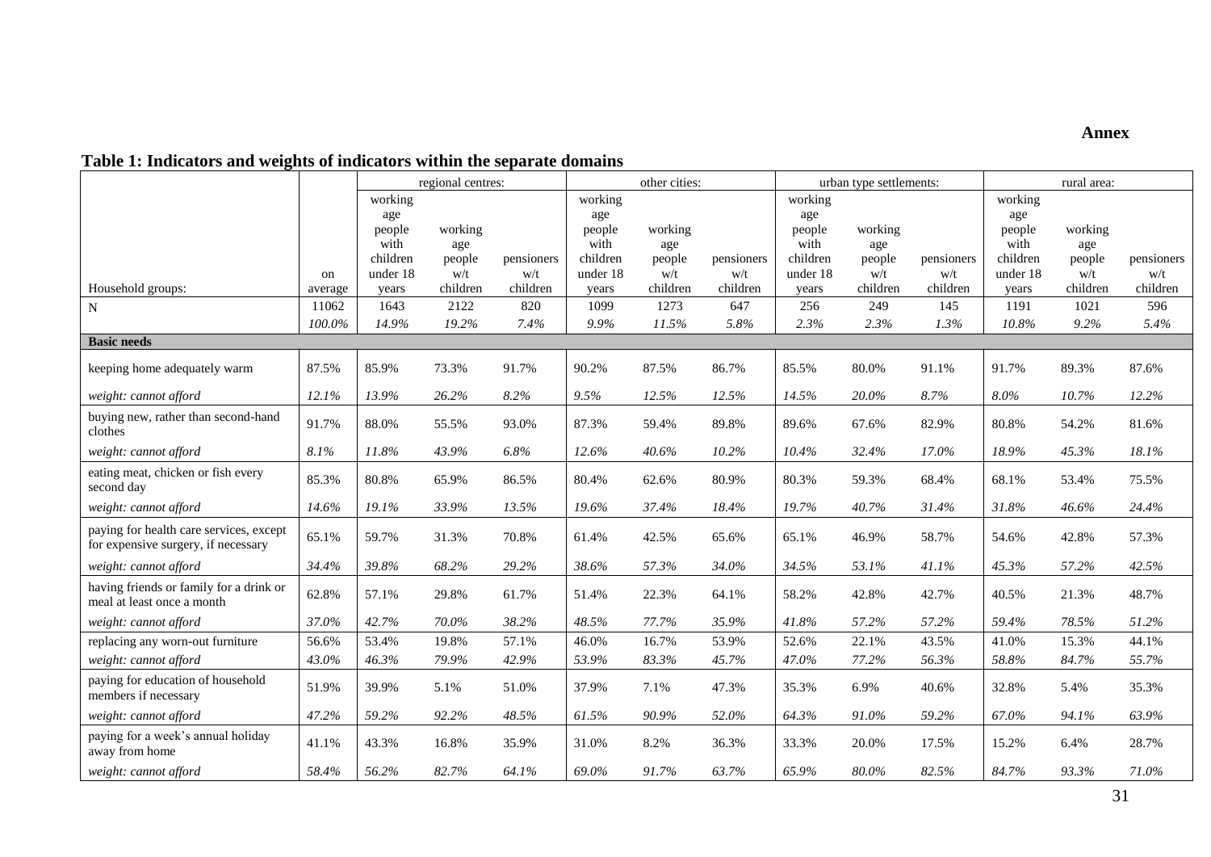**Annex**

**Table 1: Indicators and weights of indicators within the separate domains**

| | | regional centres: | | | other cities: | | | urban type settlements: | | | rural area: | | |
|---|---|---|---|---|---|---|---|---|---|---|---|---|---|
| Household groups: | on average | working age people with children under 18 years | working age people w/t children | pensioners w/t children | working age people with children under 18 years | working age people w/t children | pensioners w/t children | working age people with children under 18 years | working age people w/t children | pensioners w/t children | working age people with children under 18 years | working age people w/t children | pensioners w/t children |
| N | 11062 | 1643 | 2122 | 820 | 1099 | 1273 | 647 | 256 | 249 | 145 | 1191 | 1021 | 596 |
| | *100.0%* | *14.9%* | *19.2%* | *7.4%* | *9.9%* | *11.5%* | *5.8%* | *2.3%* | *2.3%* | *1.3%* | *10.8%* | *9.2%* | *5.4%* |
| **Basic needs** | | | | | | | | | | | | | |
| keeping home adequately warm | 87.5% | 85.9% | 73.3% | 91.7% | 90.2% | 87.5% | 86.7% | 85.5% | 80.0% | 91.1% | 91.7% | 89.3% | 87.6% |
| *weight: cannot afford* | *12.1%* | *13.9%* | *26.2%* | *8.2%* | *9.5%* | *12.5%* | *12.5%* | *14.5%* | *20.0%* | *8.7%* | *8.0%* | *10.7%* | *12.2%* |
| buying new, rather than second-hand clothes | 91.7% | 88.0% | 55.5% | 93.0% | 87.3% | 59.4% | 89.8% | 89.6% | 67.6% | 82.9% | 80.8% | 54.2% | 81.6% |
| *weight: cannot afford* | *8.1%* | *11.8%* | *43.9%* | *6.8%* | *12.6%* | *40.6%* | *10.2%* | *10.4%* | *32.4%* | *17.0%* | *18.9%* | *45.3%* | *18.1%* |
| eating meat, chicken or fish every second day | 85.3% | 80.8% | 65.9% | 86.5% | 80.4% | 62.6% | 80.9% | 80.3% | 59.3% | 68.4% | 68.1% | 53.4% | 75.5% |
| *weight: cannot afford* | *14.6%* | *19.1%* | *33.9%* | *13.5%* | *19.6%* | *37.4%* | *18.4%* | *19.7%* | *40.7%* | *31.4%* | *31.8%* | *46.6%* | *24.4%* |
| paying for health care services, except for expensive surgery, if necessary | 65.1% | 59.7% | 31.3% | 70.8% | 61.4% | 42.5% | 65.6% | 65.1% | 46.9% | 58.7% | 54.6% | 42.8% | 57.3% |
| *weight: cannot afford* | *34.4%* | *39.8%* | *68.2%* | *29.2%* | *38.6%* | *57.3%* | *34.0%* | *34.5%* | *53.1%* | *41.1%* | *45.3%* | *57.2%* | *42.5%* |
| having friends or family for a drink or meal at least once a month | 62.8% | 57.1% | 29.8% | 61.7% | 51.4% | 22.3% | 64.1% | 58.2% | 42.8% | 42.7% | 40.5% | 21.3% | 48.7% |
| *weight: cannot afford* | *37.0%* | *42.7%* | *70.0%* | *38.2%* | *48.5%* | *77.7%* | *35.9%* | *41.8%* | *57.2%* | *57.2%* | *59.4%* | *78.5%* | *51.2%* |
| replacing any worn-out furniture | 56.6% | 53.4% | 19.8% | 57.1% | 46.0% | 16.7% | 53.9% | 52.6% | 22.1% | 43.5% | 41.0% | 15.3% | 44.1% |
| *weight: cannot afford* | *43.0%* | *46.3%* | *79.9%* | *42.9%* | *53.9%* | *83.3%* | *45.7%* | *47.0%* | *77.2%* | *56.3%* | *58.8%* | *84.7%* | *55.7%* |
| paying for education of household members if necessary | 51.9% | 39.9% | 5.1% | 51.0% | 37.9% | 7.1% | 47.3% | 35.3% | 6.9% | 40.6% | 32.8% | 5.4% | 35.3% |
| *weight: cannot afford* | *47.2%* | *59.2%* | *92.2%* | *48.5%* | *61.5%* | *90.9%* | *52.0%* | *64.3%* | *91.0%* | *59.2%* | *67.0%* | *94.1%* | *63.9%* |
| paying for a week's annual holiday away from home | 41.1% | 43.3% | 16.8% | 35.9% | 31.0% | 8.2% | 36.3% | 33.3% | 20.0% | 17.5% | 15.2% | 6.4% | 28.7% |
| *weight: cannot afford* | *58.4%* | *56.2%* | *82.7%* | *64.1%* | *69.0%* | *91.7%* | *63.7%* | *65.9%* | *80.0%* | *82.5%* | *84.7%* | *93.3%* | *71.0%* |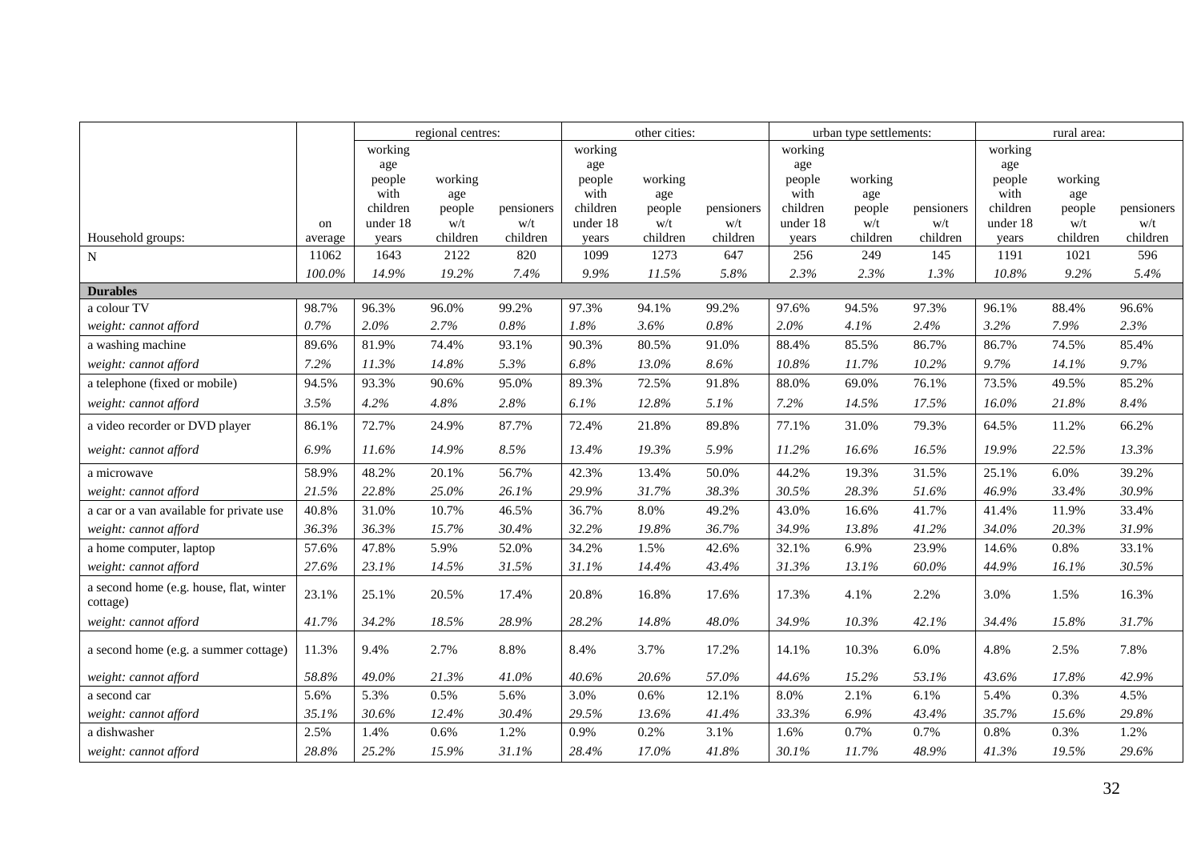| Household groups: | on average | regional centres: working age people with children under 18 years | regional centres: working age people w/t children | regional centres: pensioners w/t children | other cities: working age people with children under 18 years | other cities: working age people w/t children | other cities: pensioners w/t children | urban type settlements: working age people with children under 18 years | urban type settlements: working age people w/t children | urban type settlements: pensioners w/t children | rural area: working age people with children under 18 years | rural area: working age people w/t children | rural area: pensioners w/t children |
|---|---|---|---|---|---|---|---|---|---|---|---|---|---|
| N | 11062 | 1643 | 2122 | 820 | 1099 | 1273 | 647 | 256 | 249 | 145 | 1191 | 1021 | 596 |
| | *100.0%* | *14.9%* | *19.2%* | *7.4%* | *9.9%* | *11.5%* | *5.8%* | *2.3%* | *2.3%* | *1.3%* | *10.8%* | *9.2%* | *5.4%* |
| **Durables** | | | | | | | | | | | | | |
| a colour TV | 98.7% | 96.3% | 96.0% | 99.2% | 97.3% | 94.1% | 99.2% | 97.6% | 94.5% | 97.3% | 96.1% | 88.4% | 96.6% |
| *weight: cannot afford* | *0.7%* | *2.0%* | *2.7%* | *0.8%* | *1.8%* | *3.6%* | *0.8%* | *2.0%* | *4.1%* | *2.4%* | *3.2%* | *7.9%* | *2.3%* |
| a washing machine | 89.6% | 81.9% | 74.4% | 93.1% | 90.3% | 80.5% | 91.0% | 88.4% | 85.5% | 86.7% | 86.7% | 74.5% | 85.4% |
| *weight: cannot afford* | *7.2%* | *11.3%* | *14.8%* | *5.3%* | *6.8%* | *13.0%* | *8.6%* | *10.8%* | *11.7%* | *10.2%* | *9.7%* | *14.1%* | *9.7%* |
| a telephone (fixed or mobile) | 94.5% | 93.3% | 90.6% | 95.0% | 89.3% | 72.5% | 91.8% | 88.0% | 69.0% | 76.1% | 73.5% | 49.5% | 85.2% |
| *weight: cannot afford* | *3.5%* | *4.2%* | *4.8%* | *2.8%* | *6.1%* | *12.8%* | *5.1%* | *7.2%* | *14.5%* | *17.5%* | *16.0%* | *21.8%* | *8.4%* |
| a video recorder or DVD player | 86.1% | 72.7% | 24.9% | 87.7% | 72.4% | 21.8% | 89.8% | 77.1% | 31.0% | 79.3% | 64.5% | 11.2% | 66.2% |
| *weight: cannot afford* | *6.9%* | *11.6%* | *14.9%* | *8.5%* | *13.4%* | *19.3%* | *5.9%* | *11.2%* | *16.6%* | *16.5%* | *19.9%* | *22.5%* | *13.3%* |
| a microwave | 58.9% | 48.2% | 20.1% | 56.7% | 42.3% | 13.4% | 50.0% | 44.2% | 19.3% | 31.5% | 25.1% | 6.0% | 39.2% |
| *weight: cannot afford* | *21.5%* | *22.8%* | *25.0%* | *26.1%* | *29.9%* | *31.7%* | *38.3%* | *30.5%* | *28.3%* | *51.6%* | *46.9%* | *33.4%* | *30.9%* |
| a car or a van available for private use | 40.8% | 31.0% | 10.7% | 46.5% | 36.7% | 8.0% | 49.2% | 43.0% | 16.6% | 41.7% | 41.4% | 11.9% | 33.4% |
| *weight: cannot afford* | *36.3%* | *36.3%* | *15.7%* | *30.4%* | *32.2%* | *19.8%* | *36.7%* | *34.9%* | *13.8%* | *41.2%* | *34.0%* | *20.3%* | *31.9%* |
| a home computer, laptop | 57.6% | 47.8% | 5.9% | 52.0% | 34.2% | 1.5% | 42.6% | 32.1% | 6.9% | 23.9% | 14.6% | 0.8% | 33.1% |
| *weight: cannot afford* | *27.6%* | *23.1%* | *14.5%* | *31.5%* | *31.1%* | *14.4%* | *43.4%* | *31.3%* | *13.1%* | *60.0%* | *44.9%* | *16.1%* | *30.5%* |
| a second home (e.g. house, flat, winter cottage) | 23.1% | 25.1% | 20.5% | 17.4% | 20.8% | 16.8% | 17.6% | 17.3% | 4.1% | 2.2% | 3.0% | 1.5% | 16.3% |
| *weight: cannot afford* | *41.7%* | *34.2%* | *18.5%* | *28.9%* | *28.2%* | *14.8%* | *48.0%* | *34.9%* | *10.3%* | *42.1%* | *34.4%* | *15.8%* | *31.7%* |
| a second home (e.g. a summer cottage) | 11.3% | 9.4% | 2.7% | 8.8% | 8.4% | 3.7% | 17.2% | 14.1% | 10.3% | 6.0% | 4.8% | 2.5% | 7.8% |
| *weight: cannot afford* | *58.8%* | *49.0%* | *21.3%* | *41.0%* | *40.6%* | *20.6%* | *57.0%* | *44.6%* | *15.2%* | *53.1%* | *43.6%* | *17.8%* | *42.9%* |
| a second car | 5.6% | 5.3% | 0.5% | 5.6% | 3.0% | 0.6% | 12.1% | 8.0% | 2.1% | 6.1% | 5.4% | 0.3% | 4.5% |
| *weight: cannot afford* | *35.1%* | *30.6%* | *12.4%* | *30.4%* | *29.5%* | *13.6%* | *41.4%* | *33.3%* | *6.9%* | *43.4%* | *35.7%* | *15.6%* | *29.8%* |
| a dishwasher | 2.5% | 1.4% | 0.6% | 1.2% | 0.9% | 0.2% | 3.1% | 1.6% | 0.7% | 0.7% | 0.8% | 0.3% | 1.2% |
| *weight: cannot afford* | *28.8%* | *25.2%* | *15.9%* | *31.1%* | *28.4%* | *17.0%* | *41.8%* | *30.1%* | *11.7%* | *48.9%* | *41.3%* | *19.5%* | *29.6%* |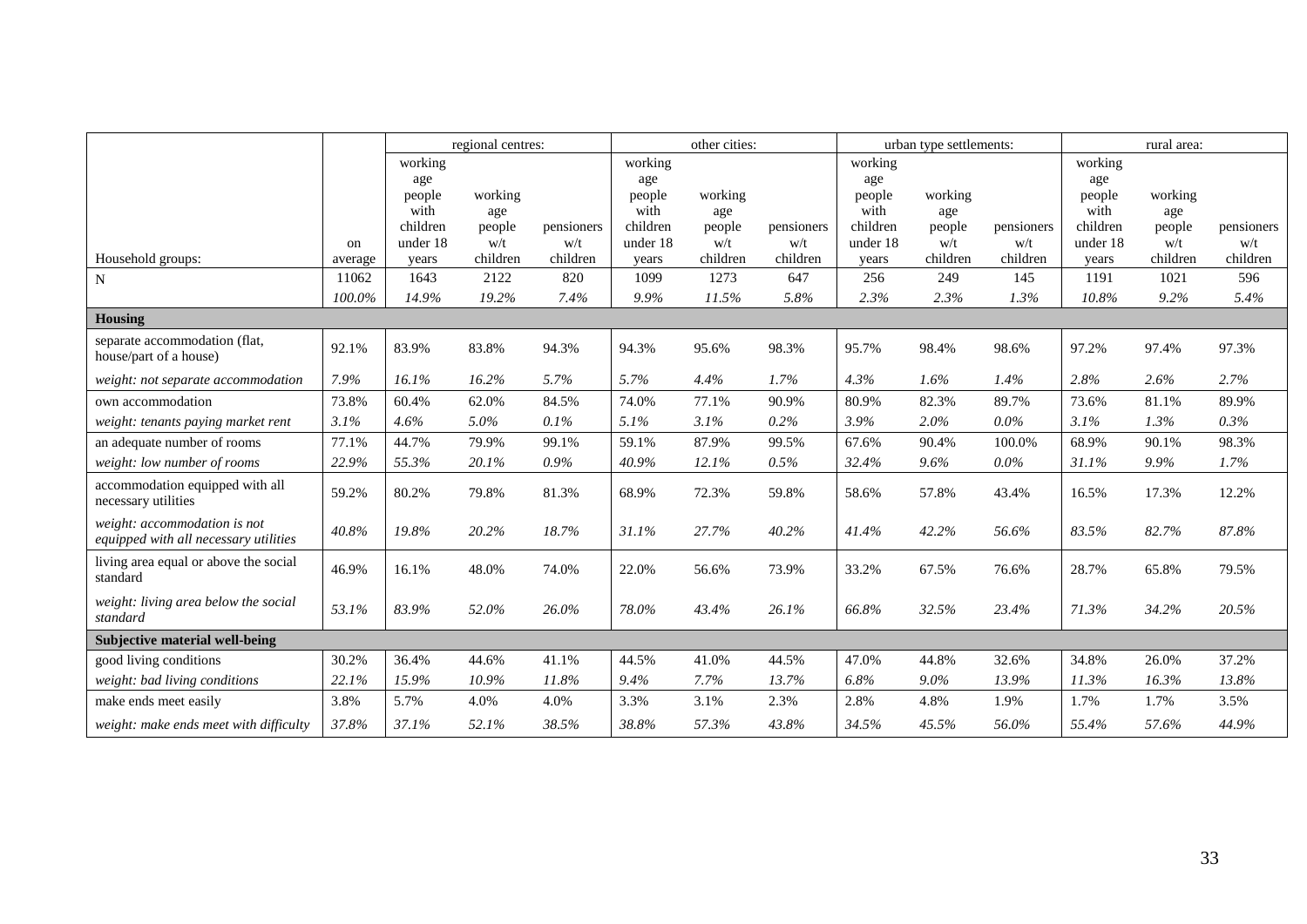| Household groups: | on average | regional centres: working age people with children under 18 years | regional centres: working age people w/t children | regional centres: pensioners w/t children | other cities: working age people with children under 18 years | other cities: working age people w/t children | other cities: pensioners w/t children | urban type settlements: working age people with children under 18 years | urban type settlements: working age people w/t children | urban type settlements: pensioners w/t children | rural area: working age people with children under 18 years | rural area: working age people w/t children | rural area: pensioners w/t children |
|---|---|---|---|---|---|---|---|---|---|---|---|---|---|
| N | 11062 | 1643 | 2122 | 820 | 1099 | 1273 | 647 | 256 | 249 | 145 | 1191 | 1021 | 596 |
| | *100.0%* | *14.9%* | *19.2%* | *7.4%* | *9.9%* | *11.5%* | *5.8%* | *2.3%* | *2.3%* | *1.3%* | *10.8%* | *9.2%* | *5.4%* |
| **Housing** | | | | | | | | | | | | | |
| separate accommodation (flat, house/part of a house) | 92.1% | 83.9% | 83.8% | 94.3% | 94.3% | 95.6% | 98.3% | 95.7% | 98.4% | 98.6% | 97.2% | 97.4% | 97.3% |
| *weight: not separate accommodation* | *7.9%* | *16.1%* | *16.2%* | *5.7%* | *5.7%* | *4.4%* | *1.7%* | *4.3%* | *1.6%* | *1.4%* | *2.8%* | *2.6%* | *2.7%* |
| own accommodation | 73.8% | 60.4% | 62.0% | 84.5% | 74.0% | 77.1% | 90.9% | 80.9% | 82.3% | 89.7% | 73.6% | 81.1% | 89.9% |
| *weight: tenants paying market rent* | *3.1%* | *4.6%* | *5.0%* | *0.1%* | *5.1%* | *3.1%* | *0.2%* | *3.9%* | *2.0%* | *0.0%* | *3.1%* | *1.3%* | *0.3%* |
| an adequate number of rooms | 77.1% | 44.7% | 79.9% | 99.1% | 59.1% | 87.9% | 99.5% | 67.6% | 90.4% | 100.0% | 68.9% | 90.1% | 98.3% |
| *weight: low number of rooms* | *22.9%* | *55.3%* | *20.1%* | *0.9%* | *40.9%* | *12.1%* | *0.5%* | *32.4%* | *9.6%* | *0.0%* | *31.1%* | *9.9%* | *1.7%* |
| accommodation equipped with all necessary utilities | 59.2% | 80.2% | 79.8% | 81.3% | 68.9% | 72.3% | 59.8% | 58.6% | 57.8% | 43.4% | 16.5% | 17.3% | 12.2% |
| *weight: accommodation is not equipped with all necessary utilities* | *40.8%* | *19.8%* | *20.2%* | *18.7%* | *31.1%* | *27.7%* | *40.2%* | *41.4%* | *42.2%* | *56.6%* | *83.5%* | *82.7%* | *87.8%* |
| living area equal or above the social standard | 46.9% | 16.1% | 48.0% | 74.0% | 22.0% | 56.6% | 73.9% | 33.2% | 67.5% | 76.6% | 28.7% | 65.8% | 79.5% |
| *weight: living area below the social standard* | *53.1%* | *83.9%* | *52.0%* | *26.0%* | *78.0%* | *43.4%* | *26.1%* | *66.8%* | *32.5%* | *23.4%* | *71.3%* | *34.2%* | *20.5%* |
| **Subjective material well-being** | | | | | | | | | | | | | |
| good living conditions | 30.2% | 36.4% | 44.6% | 41.1% | 44.5% | 41.0% | 44.5% | 47.0% | 44.8% | 32.6% | 34.8% | 26.0% | 37.2% |
| *weight: bad living conditions* | *22.1%* | *15.9%* | *10.9%* | *11.8%* | *9.4%* | *7.7%* | *13.7%* | *6.8%* | *9.0%* | *13.9%* | *11.3%* | *16.3%* | *13.8%* |
| make ends meet easily | 3.8% | 5.7% | 4.0% | 4.0% | 3.3% | 3.1% | 2.3% | 2.8% | 4.8% | 1.9% | 1.7% | 1.7% | 3.5% |
| *weight: make ends meet with difficulty* | *37.8%* | *37.1%* | *52.1%* | *38.5%* | *38.8%* | *57.3%* | *43.8%* | *34.5%* | *45.5%* | *56.0%* | *55.4%* | *57.6%* | *44.9%* |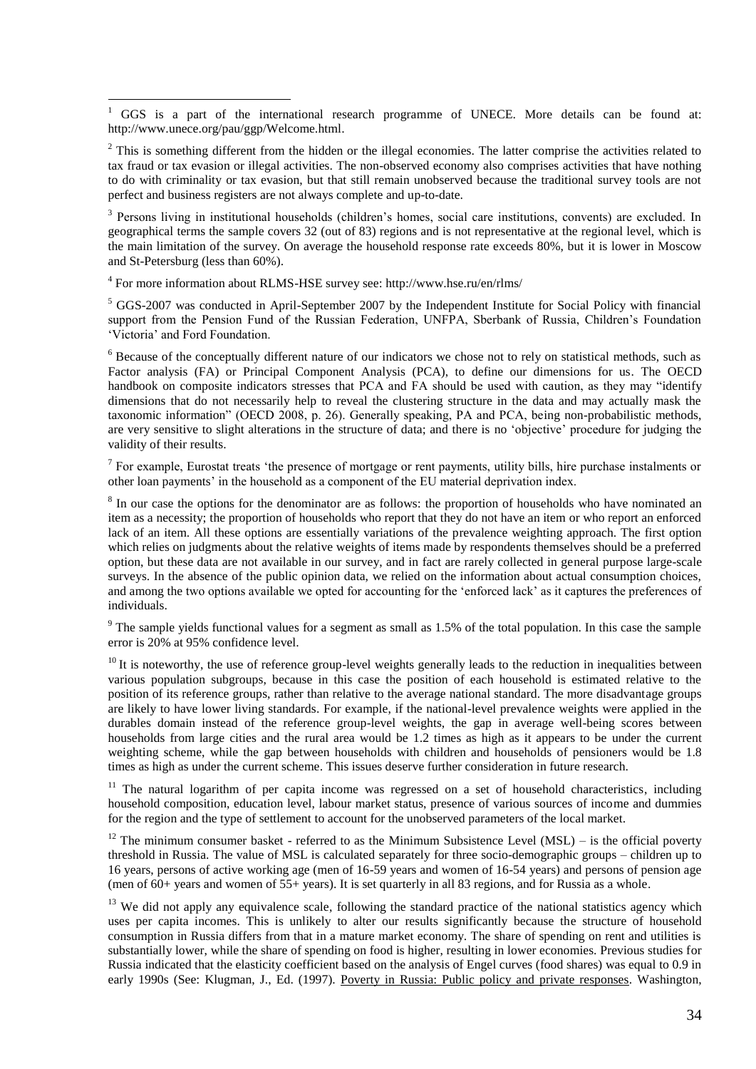[1] GGS is a part of the international research programme of UNECE. More details can be found at: http://www.unece.org/pau/ggp/Welcome.html.

[2] This is something different from the hidden or the illegal economies. The latter comprise the activities related to tax fraud or tax evasion or illegal activities. The non-observed economy also comprises activities that have nothing to do with criminality or tax evasion, but that still remain unobserved because the traditional survey tools are not perfect and business registers are not always complete and up-to-date.

[3] Persons living in institutional households (children's homes, social care institutions, convents) are excluded. In geographical terms the sample covers 32 (out of 83) regions and is not representative at the regional level, which is the main limitation of the survey. On average the household response rate exceeds 80%, but it is lower in Moscow and St-Petersburg (less than 60%).

[4] For more information about RLMS-HSE survey see: http://www.hse.ru/en/rlms/

[5] GGS-2007 was conducted in April-September 2007 by the Independent Institute for Social Policy with financial support from the Pension Fund of the Russian Federation, UNFPA, Sberbank of Russia, Children's Foundation 'Victoria' and Ford Foundation.

[6] Because of the conceptually different nature of our indicators we chose not to rely on statistical methods, such as Factor analysis (FA) or Principal Component Analysis (PCA), to define our dimensions for us. The OECD handbook on composite indicators stresses that PCA and FA should be used with caution, as they may "identify dimensions that do not necessarily help to reveal the clustering structure in the data and may actually mask the taxonomic information" (OECD 2008, p. 26). Generally speaking, PA and PCA, being non-probabilistic methods, are very sensitive to slight alterations in the structure of data; and there is no 'objective' procedure for judging the validity of their results.

[7] For example, Eurostat treats 'the presence of mortgage or rent payments, utility bills, hire purchase instalments or other loan payments' in the household as a component of the EU material deprivation index.

[8] In our case the options for the denominator are as follows: the proportion of households who have nominated an item as a necessity; the proportion of households who report that they do not have an item or who report an enforced lack of an item. All these options are essentially variations of the prevalence weighting approach. The first option which relies on judgments about the relative weights of items made by respondents themselves should be a preferred option, but these data are not available in our survey, and in fact are rarely collected in general purpose large-scale surveys. In the absence of the public opinion data, we relied on the information about actual consumption choices, and among the two options available we opted for accounting for the 'enforced lack' as it captures the preferences of individuals.

[9] The sample yields functional values for a segment as small as 1.5% of the total population. In this case the sample error is 20% at 95% confidence level.

[10] It is noteworthy, the use of reference group-level weights generally leads to the reduction in inequalities between various population subgroups, because in this case the position of each household is estimated relative to the position of its reference groups, rather than relative to the average national standard. The more disadvantage groups are likely to have lower living standards. For example, if the national-level prevalence weights were applied in the durables domain instead of the reference group-level weights, the gap in average well-being scores between households from large cities and the rural area would be 1.2 times as high as it appears to be under the current weighting scheme, while the gap between households with children and households of pensioners would be 1.8 times as high as under the current scheme. This issues deserve further consideration in future research.

[11] The natural logarithm of per capita income was regressed on a set of household characteristics, including household composition, education level, labour market status, presence of various sources of income and dummies for the region and the type of settlement to account for the unobserved parameters of the local market.

[12] The minimum consumer basket - referred to as the Minimum Subsistence Level (MSL) – is the official poverty threshold in Russia. The value of MSL is calculated separately for three socio-demographic groups – children up to 16 years, persons of active working age (men of 16-59 years and women of 16-54 years) and persons of pension age (men of 60+ years and women of 55+ years). It is set quarterly in all 83 regions, and for Russia as a whole.

[13] We did not apply any equivalence scale, following the standard practice of the national statistics agency which uses per capita incomes. This is unlikely to alter our results significantly because the structure of household consumption in Russia differs from that in a mature market economy. The share of spending on rent and utilities is substantially lower, while the share of spending on food is higher, resulting in lower economies. Previous studies for Russia indicated that the elasticity coefficient based on the analysis of Engel curves (food shares) was equal to 0.9 in early 1990s (See: Klugman, J., Ed. (1997). Poverty in Russia: Public policy and private responses. Washington,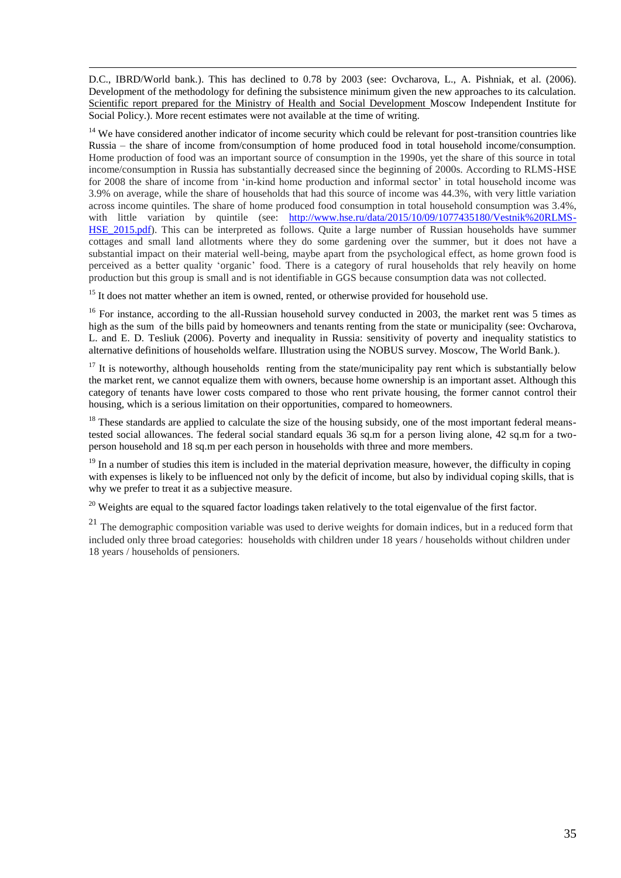D.C., IBRD/World bank.). This has declined to 0.78 by 2003 (see: Ovcharova, L., A. Pishniak, et al. (2006). Development of the methodology for defining the subsistence minimum given the new approaches to its calculation. Scientific report prepared for the Ministry of Health and Social Development Moscow Independent Institute for Social Policy.). More recent estimates were not available at the time of writing.

[14] We have considered another indicator of income security which could be relevant for post-transition countries like Russia – the share of income from/consumption of home produced food in total household income/consumption. Home production of food was an important source of consumption in the 1990s, yet the share of this source in total income/consumption in Russia has substantially decreased since the beginning of 2000s. According to RLMS-HSE for 2008 the share of income from 'in-kind home production and informal sector' in total household income was 3.9% on average, while the share of households that had this source of income was 44.3%, with very little variation across income quintiles. The share of home produced food consumption in total household consumption was 3.4%, with little variation by quintile (see: http://www.hse.ru/data/2015/10/09/1077435180/Vestnik%20RLMS-HSE_2015.pdf). This can be interpreted as follows. Quite a large number of Russian households have summer cottages and small land allotments where they do some gardening over the summer, but it does not have a substantial impact on their material well-being, maybe apart from the psychological effect, as home grown food is perceived as a better quality 'organic' food. There is a category of rural households that rely heavily on home production but this group is small and is not identifiable in GGS because consumption data was not collected.

[15] It does not matter whether an item is owned, rented, or otherwise provided for household use.

[16] For instance, according to the all-Russian household survey conducted in 2003, the market rent was 5 times as high as the sum of the bills paid by homeowners and tenants renting from the state or municipality (see: Ovcharova, L. and E. D. Tesliuk (2006). Poverty and inequality in Russia: sensitivity of poverty and inequality statistics to alternative definitions of households welfare. Illustration using the NOBUS survey. Moscow, The World Bank.).

[17] It is noteworthy, although households renting from the state/municipality pay rent which is substantially below the market rent, we cannot equalize them with owners, because home ownership is an important asset. Although this category of tenants have lower costs compared to those who rent private housing, the former cannot control their housing, which is a serious limitation on their opportunities, compared to homeowners.

[18] These standards are applied to calculate the size of the housing subsidy, one of the most important federal means-tested social allowances. The federal social standard equals 36 sq.m for a person living alone, 42 sq.m for a two-person household and 18 sq.m per each person in households with three and more members.

[19] In a number of studies this item is included in the material deprivation measure, however, the difficulty in coping with expenses is likely to be influenced not only by the deficit of income, but also by individual coping skills, that is why we prefer to treat it as a subjective measure.

[20] Weights are equal to the squared factor loadings taken relatively to the total eigenvalue of the first factor.

[21] The demographic composition variable was used to derive weights for domain indices, but in a reduced form that included only three broad categories: households with children under 18 years / households without children under 18 years / households of pensioners.